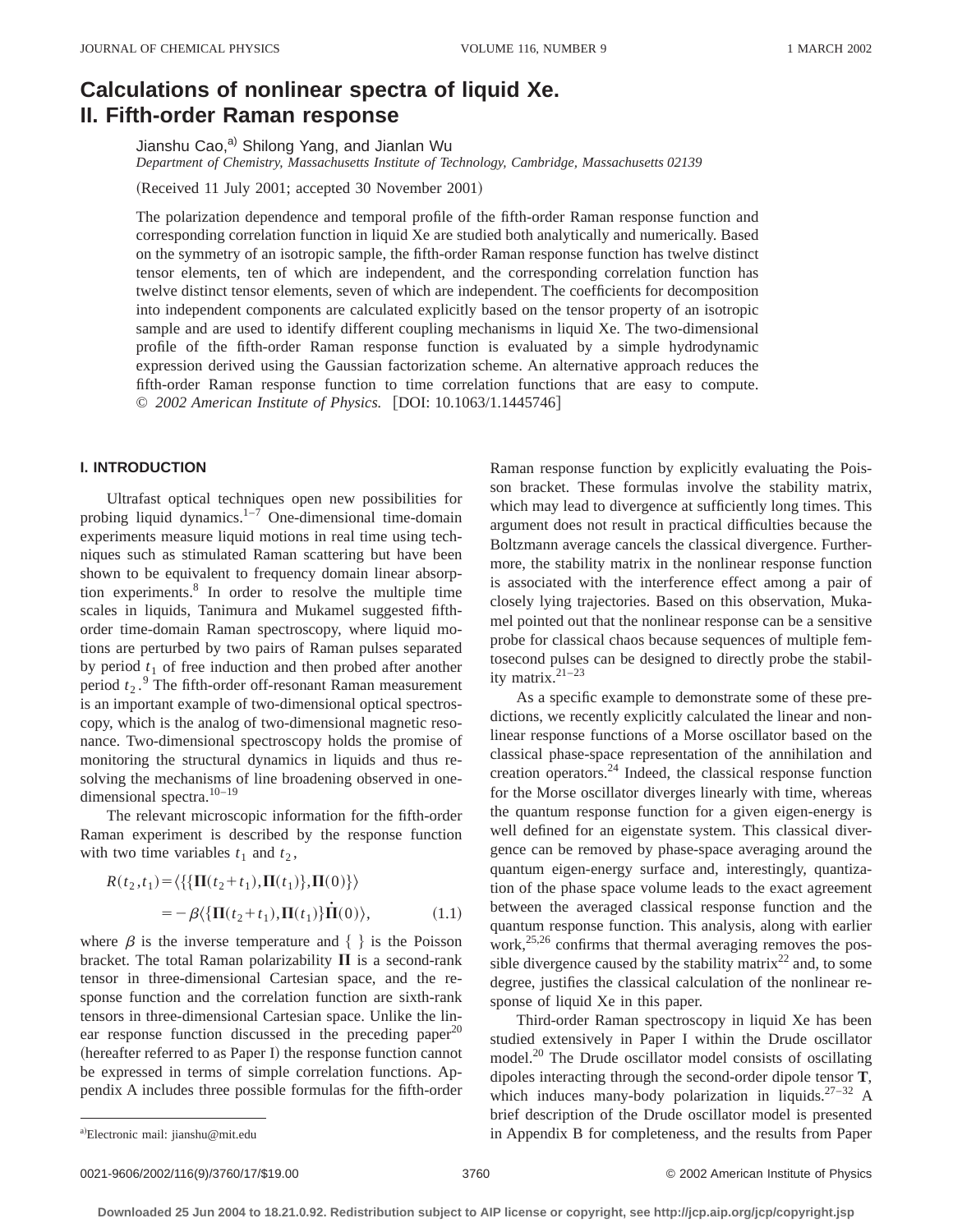# Calculations of nonlinear spectra of liquid Xe. II. Fifth-order Raman response

Jianshu Cao,[a] Shilong Yang, and Jianlan Wu

*Department of Chemistry, Massachusetts Institute of Technology, Cambridge, Massachusetts 02139*

(Received 11 July 2001; accepted 30 November 2001)

The polarization dependence and temporal profile of the fifth-order Raman response function and corresponding correlation function in liquid Xe are studied both analytically and numerically. Based on the symmetry of an isotropic sample, the fifth-order Raman response function has twelve distinct tensor elements, ten of which are independent, and the corresponding correlation function has twelve distinct tensor elements, seven of which are independent. The coefficients for decomposition into independent components are calculated explicitly based on the tensor property of an isotropic sample and are used to identify different coupling mechanisms in liquid Xe. The two-dimensional profile of the fifth-order Raman response function is evaluated by a simple hydrodynamic expression derived using the Gaussian factorization scheme. An alternative approach reduces the fifth-order Raman response function to time correlation functions that are easy to compute. © *2002 American Institute of Physics.* [DOI: 10.1063/1.1445746]

## I. INTRODUCTION

Ultrafast optical techniques open new possibilities for probing liquid dynamics.[1–7] One-dimensional time-domain experiments measure liquid motions in real time using techniques such as stimulated Raman scattering but have been shown to be equivalent to frequency domain linear absorption experiments.[8] In order to resolve the multiple time scales in liquids, Tanimura and Mukamel suggested fifth-order time-domain Raman spectroscopy, where liquid motions are perturbed by two pairs of Raman pulses separated by period $t_1$ of free induction and then probed after another period $t_2$.[9] The fifth-order off-resonant Raman measurement is an important example of two-dimensional optical spectroscopy, which is the analog of two-dimensional magnetic resonance. Two-dimensional spectroscopy holds the promise of monitoring the structural dynamics in liquids and thus resolving the mechanisms of line broadening observed in one-dimensional spectra.[10–19]

The relevant microscopic information for the fifth-order Raman experiment is described by the response function with two time variables $t_1$ and $t_2$,

$$
\begin{aligned}
R(t_2,t_1) &= \langle\{\{\mathbf{\Pi}(t_2+t_1),\mathbf{\Pi}(t_1)\},\mathbf{\Pi}(0)\}\rangle \\
&= -\beta\langle\{\mathbf{\Pi}(t_2+t_1),\mathbf{\Pi}(t_1)\}\dot{\mathbf{\Pi}}(0)\rangle,
\end{aligned}
\tag{1.1}
$$

where $\beta$ is the inverse temperature and $\{\ \}$ is the Poisson bracket. The total Raman polarizability $\mathbf{\Pi}$ is a second-rank tensor in three-dimensional Cartesian space, and the response function and the correlation function are sixth-rank tensors in three-dimensional Cartesian space. Unlike the linear response function discussed in the preceding paper[20] (hereafter referred to as Paper I) the response function cannot be expressed in terms of simple correlation functions. Appendix A includes three possible formulas for the fifth-order Raman response function by explicitly evaluating the Poisson bracket. These formulas involve the stability matrix, which may lead to divergence at sufficiently long times. This argument does not result in practical difficulties because the Boltzmann average cancels the classical divergence. Furthermore, the stability matrix in the nonlinear response function is associated with the interference effect among a pair of closely lying trajectories. Based on this observation, Mukamel pointed out that the nonlinear response can be a sensitive probe for classical chaos because sequences of multiple femtosecond pulses can be designed to directly probe the stability matrix.[21–23]

As a specific example to demonstrate some of these predictions, we recently explicitly calculated the linear and nonlinear response functions of a Morse oscillator based on the classical phase-space representation of the annihilation and creation operators.[24] Indeed, the classical response function for the Morse oscillator diverges linearly with time, whereas the quantum response function for a given eigen-energy is well defined for an eigenstate system. This classical divergence can be removed by phase-space averaging around the quantum eigen-energy surface and, interestingly, quantization of the phase space volume leads to the exact agreement between the averaged classical response function and the quantum response function. This analysis, along with earlier work,[25,26] confirms that thermal averaging removes the possible divergence caused by the stability matrix[22] and, to some degree, justifies the classical calculation of the nonlinear response of liquid Xe in this paper.

Third-order Raman spectroscopy in liquid Xe has been studied extensively in Paper I within the Drude oscillator model.[20] The Drude oscillator model consists of oscillating dipoles interacting through the second-order dipole tensor $\mathbf{T}$, which induces many-body polarization in liquids.[27–32] A brief description of the Drude oscillator model is presented in Appendix B for completeness, and the results from Paper

[a] Electronic mail: jianshu@mit.edu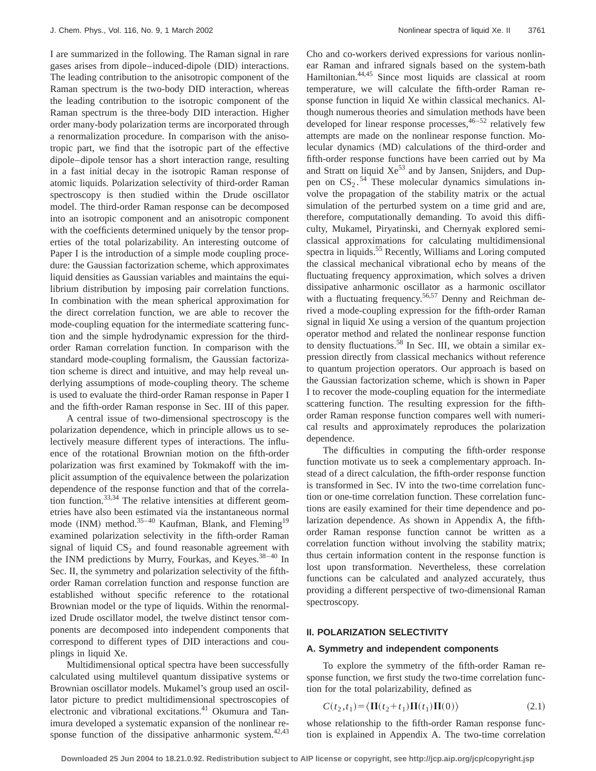I are summarized in the following. The Raman signal in rare gases arises from dipole–induced-dipole (DID) interactions. The leading contribution to the anisotropic component of the Raman spectrum is the two-body DID interaction, whereas the leading contribution to the isotropic component of the Raman spectrum is the three-body DID interaction. Higher order many-body polarization terms are incorporated through a renormalization procedure. In comparison with the anisotropic part, we find that the isotropic part of the effective dipole–dipole tensor has a short interaction range, resulting in a fast initial decay in the isotropic Raman response of atomic liquids. Polarization selectivity of third-order Raman spectroscopy is then studied within the Drude oscillator model. The third-order Raman response can be decomposed into an isotropic component and an anisotropic component with the coefficients determined uniquely by the tensor properties of the total polarizability. An interesting outcome of Paper I is the introduction of a simple mode coupling procedure: the Gaussian factorization scheme, which approximates liquid densities as Gaussian variables and maintains the equilibrium distribution by imposing pair correlation functions. In combination with the mean spherical approximation for the direct correlation function, we are able to recover the mode-coupling equation for the intermediate scattering function and the simple hydrodynamic expression for the third-order Raman correlation function. In comparison with the standard mode-coupling formalism, the Gaussian factorization scheme is direct and intuitive, and may help reveal underlying assumptions of mode-coupling theory. The scheme is used to evaluate the third-order Raman response in Paper I and the fifth-order Raman response in Sec. III of this paper.

A central issue of two-dimensional spectroscopy is the polarization dependence, which in principle allows us to selectively measure different types of interactions. The influence of the rotational Brownian motion on the fifth-order polarization was first examined by Tokmakoff with the implicit assumption of the equivalence between the polarization dependence of the response function and that of the correlation function.[33,34] The relative intensities at different geometries have also been estimated via the instantaneous normal mode (INM) method.[35–40] Kaufman, Blank, and Fleming[19] examined polarization selectivity in the fifth-order Raman signal of liquid $CS_2$ and found reasonable agreement with the INM predictions by Murry, Fourkas, and Keyes.[38–40] In Sec. II, the symmetry and polarization selectivity of the fifth-order Raman correlation function and response function are established without specific reference to the rotational Brownian model or the type of liquids. Within the renormalized Drude oscillator model, the twelve distinct tensor components are decomposed into independent components that correspond to different types of DID interactions and couplings in liquid Xe.

Multidimensional optical spectra have been successfully calculated using multilevel quantum dissipative systems or Brownian oscillator models. Mukamel's group used an oscillator picture to predict multidimensional spectroscopies of electronic and vibrational excitations.[41] Okumura and Tanimura developed a systematic expansion of the nonlinear response function of the dissipative anharmonic system.[42,43] Cho and co-workers derived expressions for various nonlinear Raman and infrared signals based on the system-bath Hamiltonian.[44,45] Since most liquids are classical at room temperature, we will calculate the fifth-order Raman response function in liquid Xe within classical mechanics. Although numerous theories and simulation methods have been developed for linear response processes,[46–52] relatively few attempts are made on the nonlinear response function. Molecular dynamics (MD) calculations of the third-order and fifth-order response functions have been carried out by Ma and Stratt on liquid Xe[53] and by Jansen, Snijders, and Duppen on $CS_2$.[54] These molecular dynamics simulations involve the propagation of the stability matrix or the actual simulation of the perturbed system on a time grid and are, therefore, computationally demanding. To avoid this difficulty, Mukamel, Piryatinski, and Chernyak explored semiclassical approximations for calculating multidimensional spectra in liquids.[55] Recently, Williams and Loring computed the classical mechanical vibrational echo by means of the fluctuating frequency approximation, which solves a driven dissipative anharmonic oscillator as a harmonic oscillator with a fluctuating frequency.[56,57] Denny and Reichman derived a mode-coupling expression for the fifth-order Raman signal in liquid Xe using a version of the quantum projection operator method and related the nonlinear response function to density fluctuations.[58] In Sec. III, we obtain a similar expression directly from classical mechanics without reference to quantum projection operators. Our approach is based on the Gaussian factorization scheme, which is shown in Paper I to recover the mode-coupling equation for the intermediate scattering function. The resulting expression for the fifth-order Raman response function compares well with numerical results and approximately reproduces the polarization dependence.

The difficulties in computing the fifth-order response function motivate us to seek a complementary approach. Instead of a direct calculation, the fifth-order response function is transformed in Sec. IV into the two-time correlation function or one-time correlation function. These correlation functions are easily examined for their time dependence and polarization dependence. As shown in Appendix A, the fifth-order Raman response function cannot be written as a correlation function without involving the stability matrix; thus certain information content in the response function is lost upon transformation. Nevertheless, these correlation functions can be calculated and analyzed accurately, thus providing a different perspective of two-dimensional Raman spectroscopy.

## II. POLARIZATION SELECTIVITY

### A. Symmetry and independent components

To explore the symmetry of the fifth-order Raman response function, we first study the two-time correlation function for the total polarizability, defined as

$$C(t_2,t_1)=\langle \mathbf{\Pi}(t_2+t_1)\mathbf{\Pi}(t_1)\mathbf{\Pi}(0)\rangle \tag{2.1}$$

whose relationship to the fifth-order Raman response function is explained in Appendix A. The two-time correlation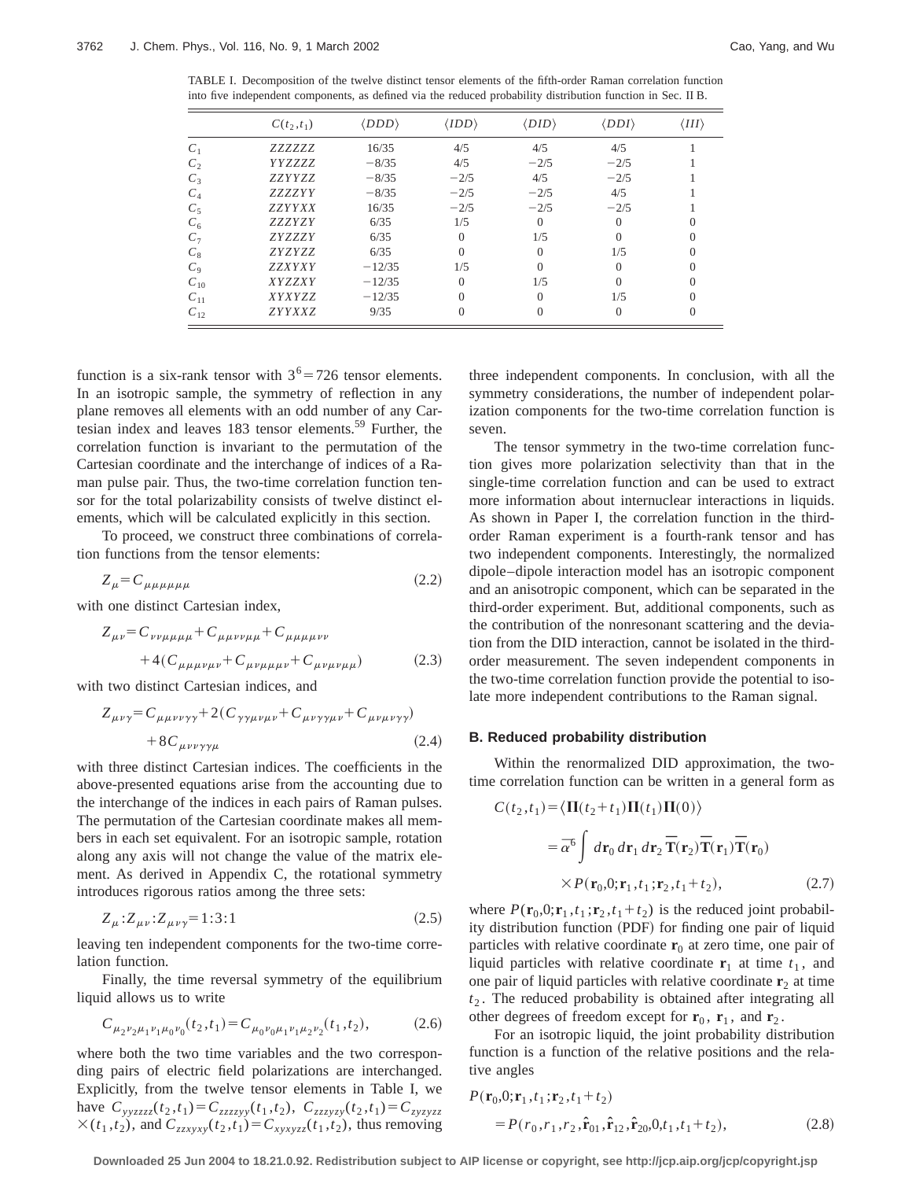TABLE I. Decomposition of the twelve distinct tensor elements of the fifth-order Raman correlation function into five independent components, as defined via the reduced probability distribution function in Sec. II B.

| | $C(t_2,t_1)$ | $\langle DDD\rangle$ | $\langle IDD\rangle$ | $\langle DID\rangle$ | $\langle DDI\rangle$ | $\langle III\rangle$ |
|---|---|---|---|---|---|---|
| $C_1$ | $ZZZZZZ$ | 16/35 | 4/5 | 4/5 | 4/5 | 1 |
| $C_2$ | $YYZZZZ$ | −8/35 | 4/5 | −2/5 | −2/5 | 1 |
| $C_3$ | $ZZYYZZ$ | −8/35 | −2/5 | 4/5 | −2/5 | 1 |
| $C_4$ | $ZZZZYY$ | −8/35 | −2/5 | −2/5 | 4/5 | 1 |
| $C_5$ | $ZZYYXX$ | 16/35 | −2/5 | −2/5 | −2/5 | 1 |
| $C_6$ | $ZZZYZY$ | 6/35 | 1/5 | 0 | 0 | 0 |
| $C_7$ | $ZYZZZY$ | 6/35 | 0 | 1/5 | 0 | 0 |
| $C_8$ | $ZYZYZZ$ | 6/35 | 0 | 0 | 1/5 | 0 |
| $C_9$ | $ZZXYXY$ | −12/35 | 1/5 | 0 | 0 | 0 |
| $C_{10}$ | $XYZZXY$ | −12/35 | 0 | 1/5 | 0 | 0 |
| $C_{11}$ | $XYXYZZ$ | −12/35 | 0 | 0 | 1/5 | 0 |
| $C_{12}$ | $ZYYXXZ$ | 9/35 | 0 | 0 | 0 | 0 |

function is a six-rank tensor with $3^6 = 726$ tensor elements. In an isotropic sample, the symmetry of reflection in any plane removes all elements with an odd number of any Cartesian index and leaves 183 tensor elements.[59] Further, the correlation function is invariant to the permutation of the Cartesian coordinate and the interchange of indices of a Raman pulse pair. Thus, the two-time correlation function tensor for the total polarizability consists of twelve distinct elements, which will be calculated explicitly in this section.

To proceed, we construct three combinations of correlation functions from the tensor elements:

$$Z_\mu = C_{\mu\mu\mu\mu\mu\mu} \tag{2.2}$$

with one distinct Cartesian index,

$$Z_{\mu\nu} = C_{\nu\nu\mu\mu\mu\mu} + C_{\mu\mu\nu\nu\mu\mu} + C_{\mu\mu\mu\mu\nu\nu} + 4(C_{\mu\mu\mu\nu\mu\nu} + C_{\mu\nu\mu\mu\mu\nu} + C_{\mu\nu\mu\nu\mu\mu}) \tag{2.3}$$

with two distinct Cartesian indices, and

$$Z_{\mu\nu\gamma} = C_{\mu\mu\nu\nu\gamma\gamma} + 2(C_{\gamma\gamma\mu\nu\mu\nu} + C_{\mu\nu\gamma\gamma\mu\nu} + C_{\mu\nu\mu\nu\gamma\gamma}) + 8C_{\mu\nu\nu\gamma\gamma\mu} \tag{2.4}$$

with three distinct Cartesian indices. The coefficients in the above-presented equations arise from the accounting due to the interchange of the indices in each pairs of Raman pulses. The permutation of the Cartesian coordinate makes all members in each set equivalent. For an isotropic sample, rotation along any axis will not change the value of the matrix element. As derived in Appendix C, the rotational symmetry introduces rigorous ratios among the three sets:

$$Z_\mu : Z_{\mu\nu} : Z_{\mu\nu\gamma} = 1:3:1 \tag{2.5}$$

leaving ten independent components for the two-time correlation function.

Finally, the time reversal symmetry of the equilibrium liquid allows us to write

$$C_{\mu_2\nu_2\mu_1\nu_1\mu_0\nu_0}(t_2,t_1) = C_{\mu_0\nu_0\mu_1\nu_1\mu_2\nu_2}(t_1,t_2), \tag{2.6}$$

where both the two time variables and the two corresponding pairs of electric field polarizations are interchanged. Explicitly, from the twelve tensor elements in Table I, we have $C_{yyzzzz}(t_2,t_1) = C_{zzzzyy}(t_1,t_2)$, $C_{zzzyzy}(t_2,t_1) = C_{zyzyzz}(t_1,t_2)$, and $C_{zzxyxy}(t_2,t_1) = C_{xyxyzz}(t_1,t_2)$, thus removing three independent components. In conclusion, with all the symmetry considerations, the number of independent polarization components for the two-time correlation function is seven.

The tensor symmetry in the two-time correlation function gives more polarization selectivity than that in the single-time correlation function and can be used to extract more information about internuclear interactions in liquids. As shown in Paper I, the correlation function in the third-order Raman experiment is a fourth-rank tensor and has two independent components. Interestingly, the normalized dipole–dipole interaction model has an isotropic component and an anisotropic component, which can be separated in the third-order experiment. But, additional components, such as the contribution of the nonresonant scattering and the deviation from the DID interaction, cannot be isolated in the third-order measurement. The seven independent components in the two-time correlation function provide the potential to isolate more independent contributions to the Raman signal.

### B. Reduced probability distribution

Within the renormalized DID approximation, the two-time correlation function can be written in a general form as

$$\begin{aligned} C(t_2,t_1) &= \langle \mathbf{\Pi}(t_2+t_1)\mathbf{\Pi}(t_1)\mathbf{\Pi}(0)\rangle \\ &= \bar{\alpha}^6 \int d\mathbf{r}_0\, d\mathbf{r}_1\, d\mathbf{r}_2\, \overline{\mathbf{T}}(\mathbf{r}_2)\overline{\mathbf{T}}(\mathbf{r}_1)\overline{\mathbf{T}}(\mathbf{r}_0) \\ &\quad \times P(\mathbf{r}_0,0;\mathbf{r}_1,t_1;\mathbf{r}_2,t_1+t_2), \end{aligned} \tag{2.7}$$

where $P(\mathbf{r}_0,0;\mathbf{r}_1,t_1;\mathbf{r}_2,t_1+t_2)$ is the reduced joint probability distribution function (PDF) for finding one pair of liquid particles with relative coordinate $\mathbf{r}_0$ at zero time, one pair of liquid particles with relative coordinate $\mathbf{r}_1$ at time $t_1$, and one pair of liquid particles with relative coordinate $\mathbf{r}_2$ at time $t_2$. The reduced probability is obtained after integrating all other degrees of freedom except for $\mathbf{r}_0$, $\mathbf{r}_1$, and $\mathbf{r}_2$.

For an isotropic liquid, the joint probability distribution function is a function of the relative positions and the relative angles

$$\begin{aligned} &P(\mathbf{r}_0,0;\mathbf{r}_1,t_1;\mathbf{r}_2,t_1+t_2) \\ &\quad = P(r_0,r_1,r_2,\hat{\mathbf{r}}_{01},\hat{\mathbf{r}}_{12},\hat{\mathbf{r}}_{20},0,t_1,t_1+t_2), \end{aligned} \tag{2.8}$$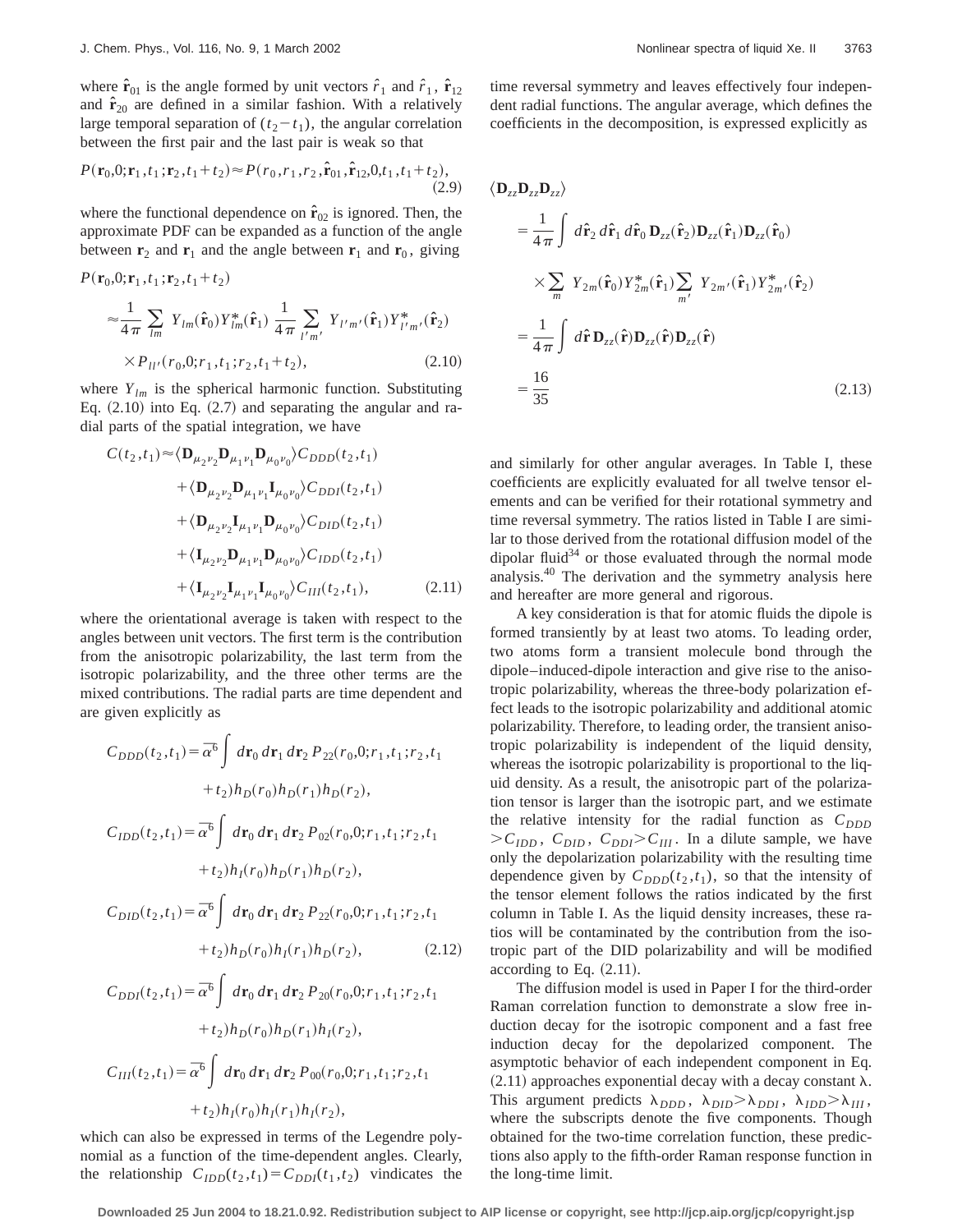where $\hat{\mathbf{r}}_{01}$ is the angle formed by unit vectors $\hat{r}_1$ and $\hat{r}_1$, $\hat{\mathbf{r}}_{12}$ and $\hat{\mathbf{r}}_{20}$ are defined in a similar fashion. With a relatively large temporal separation of $(t_2-t_1)$, the angular correlation between the first pair and the last pair is weak so that

$$P(\mathbf{r}_0,0;\mathbf{r}_1,t_1;\mathbf{r}_2,t_1+t_2)\approx P(r_0,r_1,r_2,\hat{\mathbf{r}}_{01},\hat{\mathbf{r}}_{12},0,t_1,t_1+t_2), \tag{2.9}$$

where the functional dependence on $\hat{\mathbf{r}}_{02}$ is ignored. Then, the approximate PDF can be expanded as a function of the angle between $\mathbf{r}_2$ and $\mathbf{r}_1$ and the angle between $\mathbf{r}_1$ and $\mathbf{r}_0$, giving

$$\begin{aligned}P(\mathbf{r}_0,0;\mathbf{r}_1,t_1;\mathbf{r}_2,t_1+t_2)\\ \approx\frac{1}{4\pi}\sum_{lm}Y_{lm}(\hat{\mathbf{r}}_0)Y^*_{lm}(\hat{\mathbf{r}}_1)\,\frac{1}{4\pi}\sum_{l'm'}Y_{l'm'}(\hat{\mathbf{r}}_1)Y^*_{l'm'}(\hat{\mathbf{r}}_2)\\ \times P_{ll'}(r_0,0;r_1,t_1;r_2,t_1+t_2),\end{aligned} \tag{2.10}$$

where $Y_{lm}$ is the spherical harmonic function. Substituting Eq. (2.10) into Eq. (2.7) and separating the angular and radial parts of the spatial integration, we have

$$\begin{aligned}C(t_2,t_1)\approx&\langle\mathbf{D}_{\mu_2\nu_2}\mathbf{D}_{\mu_1\nu_1}\mathbf{D}_{\mu_0\nu_0}\rangle C_{DDD}(t_2,t_1)\\&+\langle\mathbf{D}_{\mu_2\nu_2}\mathbf{D}_{\mu_1\nu_1}\mathbf{I}_{\mu_0\nu_0}\rangle C_{DDI}(t_2,t_1)\\&+\langle\mathbf{D}_{\mu_2\nu_2}\mathbf{I}_{\mu_1\nu_1}\mathbf{D}_{\mu_0\nu_0}\rangle C_{DID}(t_2,t_1)\\&+\langle\mathbf{I}_{\mu_2\nu_2}\mathbf{D}_{\mu_1\nu_1}\mathbf{D}_{\mu_0\nu_0}\rangle C_{IDD}(t_2,t_1)\\&+\langle\mathbf{I}_{\mu_2\nu_2}\mathbf{I}_{\mu_1\nu_1}\mathbf{I}_{\mu_0\nu_0}\rangle C_{III}(t_2,t_1),\end{aligned} \tag{2.11}$$

where the orientational average is taken with respect to the angles between unit vectors. The first term is the contribution from the anisotropic polarizability, the last term from the isotropic polarizability, and the three other terms are the mixed contributions. The radial parts are time dependent and are given explicitly as

$$\begin{aligned}C_{DDD}(t_2,t_1)&=\bar{\alpha}^6\int d\mathbf{r}_0\,d\mathbf{r}_1\,d\mathbf{r}_2\,P_{22}(r_0,0;r_1,t_1;r_2,t_1+t_2)h_D(r_0)h_D(r_1)h_D(r_2),\\ C_{IDD}(t_2,t_1)&=\bar{\alpha}^6\int d\mathbf{r}_0\,d\mathbf{r}_1\,d\mathbf{r}_2\,P_{02}(r_0,0;r_1,t_1;r_2,t_1+t_2)h_I(r_0)h_D(r_1)h_D(r_2),\\ C_{DID}(t_2,t_1)&=\bar{\alpha}^6\int d\mathbf{r}_0\,d\mathbf{r}_1\,d\mathbf{r}_2\,P_{22}(r_0,0;r_1,t_1;r_2,t_1+t_2)h_D(r_0)h_I(r_1)h_D(r_2),\\ C_{DDI}(t_2,t_1)&=\bar{\alpha}^6\int d\mathbf{r}_0\,d\mathbf{r}_1\,d\mathbf{r}_2\,P_{20}(r_0,0;r_1,t_1;r_2,t_1+t_2)h_D(r_0)h_D(r_1)h_I(r_2),\\ C_{III}(t_2,t_1)&=\bar{\alpha}^6\int d\mathbf{r}_0\,d\mathbf{r}_1\,d\mathbf{r}_2\,P_{00}(r_0,0;r_1,t_1;r_2,t_1+t_2)h_I(r_0)h_I(r_1)h_I(r_2),\end{aligned} \tag{2.12}$$

which can also be expressed in terms of the Legendre polynomial as a function of the time-dependent angles. Clearly, the relationship $C_{IDD}(t_2,t_1)=C_{DDI}(t_1,t_2)$ vindicates the time reversal symmetry and leaves effectively four independent radial functions. The angular average, which defines the coefficients in the decomposition, is expressed explicitly as

$$\begin{aligned}\langle\mathbf{D}_{zz}\mathbf{D}_{zz}\mathbf{D}_{zz}\rangle&=\frac{1}{4\pi}\int d\hat{\mathbf{r}}_2\,d\hat{\mathbf{r}}_1\,d\hat{\mathbf{r}}_0\,\mathbf{D}_{zz}(\hat{\mathbf{r}}_2)\mathbf{D}_{zz}(\hat{\mathbf{r}}_1)\mathbf{D}_{zz}(\hat{\mathbf{r}}_0)\\&\quad\times\sum_m Y_{2m}(\hat{\mathbf{r}}_0)Y^*_{2m}(\hat{\mathbf{r}}_1)\sum_{m'}Y_{2m'}(\hat{\mathbf{r}}_1)Y^*_{2m'}(\hat{\mathbf{r}}_2)\\&=\frac{1}{4\pi}\int d\hat{\mathbf{r}}\,\mathbf{D}_{zz}(\hat{\mathbf{r}})\mathbf{D}_{zz}(\hat{\mathbf{r}})\mathbf{D}_{zz}(\hat{\mathbf{r}})\\&=\frac{16}{35}\end{aligned} \tag{2.13}$$

and similarly for other angular averages. In Table I, these coefficients are explicitly evaluated for all twelve tensor elements and can be verified for their rotational symmetry and time reversal symmetry. The ratios listed in Table I are similar to those derived from the rotational diffusion model of the dipolar fluid[34] or those evaluated through the normal mode analysis.[40] The derivation and the symmetry analysis here and hereafter are more general and rigorous.

A key consideration is that for atomic fluids the dipole is formed transiently by at least two atoms. To leading order, two atoms form a transient molecule bond through the dipole–induced-dipole interaction and give rise to the anisotropic polarizability, whereas the three-body polarization effect leads to the isotropic polarizability and additional atomic polarizability. Therefore, to leading order, the transient anisotropic polarizability is independent of the liquid density, whereas the isotropic polarizability is proportional to the liquid density. As a result, the anisotropic part of the polarization tensor is larger than the isotropic part, and we estimate the relative intensity for the radial function as $C_{DDD}>C_{IDD}$, $C_{DID}$, $C_{DDI}>C_{III}$. In a dilute sample, we have only the depolarization polarizability with the resulting time dependence given by $C_{DDD}(t_2,t_1)$, so that the intensity of the tensor element follows the ratios indicated by the first column in Table I. As the liquid density increases, these ratios will be contaminated by the contribution from the isotropic part of the DID polarizability and will be modified according to Eq. (2.11).

The diffusion model is used in Paper I for the third-order Raman correlation function to demonstrate a slow free induction decay for the isotropic component and a fast free induction decay for the depolarized component. The asymptotic behavior of each independent component in Eq. (2.11) approaches exponential decay with a decay constant $\lambda$. This argument predicts $\lambda_{DDD}$, $\lambda_{DID}>\lambda_{DDI}$, $\lambda_{IDD}>\lambda_{III}$, where the subscripts denote the five components. Though obtained for the two-time correlation function, these predictions also apply to the fifth-order Raman response function in the long-time limit.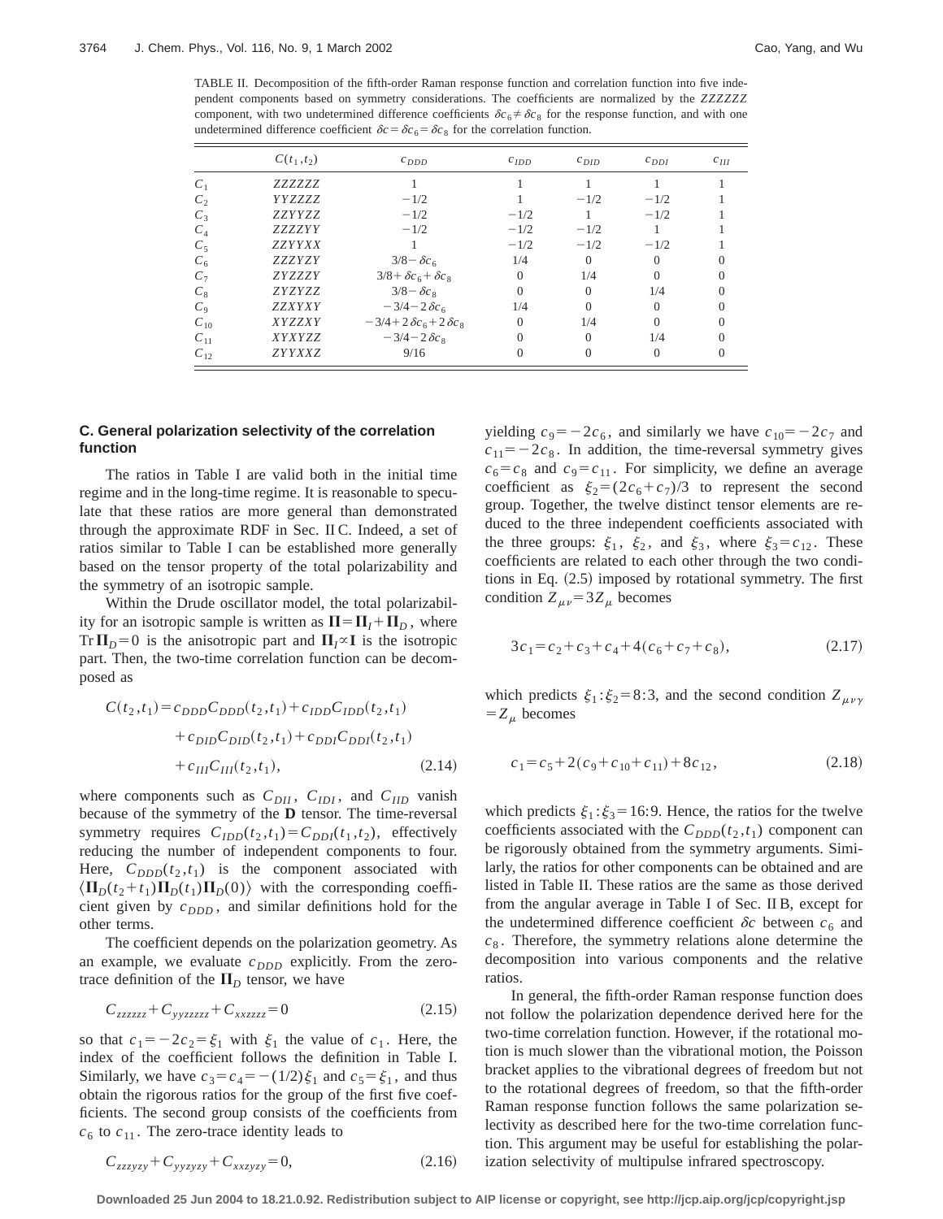TABLE II. Decomposition of the fifth-order Raman response function and correlation function into five independent components based on symmetry considerations. The coefficients are normalized by the $ZZZZZZ$ component, with two undetermined difference coefficients $\delta c_6 \neq \delta c_8$ for the response function, and with one undetermined difference coefficient $\delta c = \delta c_6 = \delta c_8$ for the correlation function.

| | $C(t_1,t_2)$ | $c_{DDD}$ | $c_{IDD}$ | $c_{DID}$ | $c_{DDI}$ | $c_{III}$ |
|---|---|---|---|---|---|---|
| $C_1$ | $ZZZZZZ$ | 1 | 1 | 1 | 1 | 1 |
| $C_2$ | $YYZZZZ$ | $-1/2$ | 1 | $-1/2$ | $-1/2$ | 1 |
| $C_3$ | $ZZYYZZ$ | $-1/2$ | $-1/2$ | 1 | $-1/2$ | 1 |
| $C_4$ | $ZZZZYY$ | $-1/2$ | $-1/2$ | $-1/2$ | 1 | 1 |
| $C_5$ | $ZZYYXX$ | 1 | $-1/2$ | $-1/2$ | $-1/2$ | 1 |
| $C_6$ | $ZZZYZY$ | $3/8-\delta c_6$ | 1/4 | 0 | 0 | 0 |
| $C_7$ | $ZYZZZY$ | $3/8+\delta c_6+\delta c_8$ | 0 | 1/4 | 0 | 0 |
| $C_8$ | $ZYZYZZ$ | $3/8-\delta c_8$ | 0 | 0 | 1/4 | 0 |
| $C_9$ | $ZZXYXY$ | $-3/4-2\delta c_6$ | 1/4 | 0 | 0 | 0 |
| $C_{10}$ | $XYZZXY$ | $-3/4+2\delta c_6+2\delta c_8$ | 0 | 1/4 | 0 | 0 |
| $C_{11}$ | $XYXYZZ$ | $-3/4-2\delta c_8$ | 0 | 0 | 1/4 | 0 |
| $C_{12}$ | $ZYYXXZ$ | 9/16 | 0 | 0 | 0 | 0 |

### C. General polarization selectivity of the correlation function

The ratios in Table I are valid both in the initial time regime and in the long-time regime. It is reasonable to speculate that these ratios are more general than demonstrated through the approximate RDF in Sec. II C. Indeed, a set of ratios similar to Table I can be established more generally based on the tensor property of the total polarizability and the symmetry of an isotropic sample.

Within the Drude oscillator model, the total polarizability for an isotropic sample is written as $\mathbf{\Pi}=\mathbf{\Pi}_I+\mathbf{\Pi}_D$, where $\mathrm{Tr}\,\mathbf{\Pi}_D=0$ is the anisotropic part and $\mathbf{\Pi}_I \propto \mathbf{I}$ is the isotropic part. Then, the two-time correlation function can be decomposed as

$$
\begin{aligned}
C(t_2,t_1) = {} & c_{DDD}C_{DDD}(t_2,t_1)+c_{IDD}C_{IDD}(t_2,t_1) \\
& +c_{DID}C_{DID}(t_2,t_1)+c_{DDI}C_{DDI}(t_2,t_1) \\
& +c_{III}C_{III}(t_2,t_1),
\end{aligned}
\tag{2.14}
$$

where components such as $C_{DII}$, $C_{IDI}$, and $C_{IID}$ vanish because of the symmetry of the $\mathbf{D}$ tensor. The time-reversal symmetry requires $C_{IDD}(t_2,t_1)=C_{DDI}(t_1,t_2)$, effectively reducing the number of independent components to four. Here, $C_{DDD}(t_2,t_1)$ is the component associated with $\langle \mathbf{\Pi}_D(t_2+t_1)\mathbf{\Pi}_D(t_1)\mathbf{\Pi}_D(0)\rangle$ with the corresponding coefficient given by $c_{DDD}$, and similar definitions hold for the other terms.

The coefficient depends on the polarization geometry. As an example, we evaluate $c_{DDD}$ explicitly. From the zero-trace definition of the $\mathbf{\Pi}_D$ tensor, we have

$$
C_{zzzzzz}+C_{yyzzzz}+C_{xxzzzz}=0
\tag{2.15}
$$

so that $c_1=-2c_2=\xi_1$ with $\xi_1$ the value of $c_1$. Here, the index of the coefficient follows the definition in Table I. Similarly, we have $c_3=c_4=-(1/2)\xi_1$ and $c_5=\xi_1$, and thus obtain the rigorous ratios for the group of the first five coefficients. The second group consists of the coefficients from $c_6$ to $c_{11}$. The zero-trace identity leads to

$$
C_{zzzyzy}+C_{yyzyzy}+C_{xxzyzy}=0,
\tag{2.16}
$$

yielding $c_9=-2c_6$, and similarly we have $c_{10}=-2c_7$ and $c_{11}=-2c_8$. In addition, the time-reversal symmetry gives $c_6=c_8$ and $c_9=c_{11}$. For simplicity, we define an average coefficient as $\xi_2=(2c_6+c_7)/3$ to represent the second group. Together, the twelve distinct tensor elements are reduced to the three independent coefficients associated with the three groups: $\xi_1$, $\xi_2$, and $\xi_3$, where $\xi_3=c_{12}$. These coefficients are related to each other through the two conditions in Eq. (2.5) imposed by rotational symmetry. The first condition $Z_{\mu\nu}=3Z_\mu$ becomes

$$
3c_1=c_2+c_3+c_4+4(c_6+c_7+c_8),
\tag{2.17}
$$

which predicts $\xi_1:\xi_2=8:3$, and the second condition $Z_{\mu\nu\gamma}=Z_\mu$ becomes

$$
c_1=c_5+2(c_9+c_{10}+c_{11})+8c_{12},
\tag{2.18}
$$

which predicts $\xi_1:\xi_3=16:9$. Hence, the ratios for the twelve coefficients associated with the $C_{DDD}(t_2,t_1)$ component can be rigorously obtained from the symmetry arguments. Similarly, the ratios for other components can be obtained and are listed in Table II. These ratios are the same as those derived from the angular average in Table I of Sec. II B, except for the undetermined difference coefficient $\delta c$ between $c_6$ and $c_8$. Therefore, the symmetry relations alone determine the decomposition into various components and the relative ratios.

In general, the fifth-order Raman response function does not follow the polarization dependence derived here for the two-time correlation function. However, if the rotational motion is much slower than the vibrational motion, the Poisson bracket applies to the vibrational degrees of freedom but not to the rotational degrees of freedom, so that the fifth-order Raman response function follows the same polarization selectivity as described here for the two-time correlation function. This argument may be useful for establishing the polarization selectivity of multipulse infrared spectroscopy.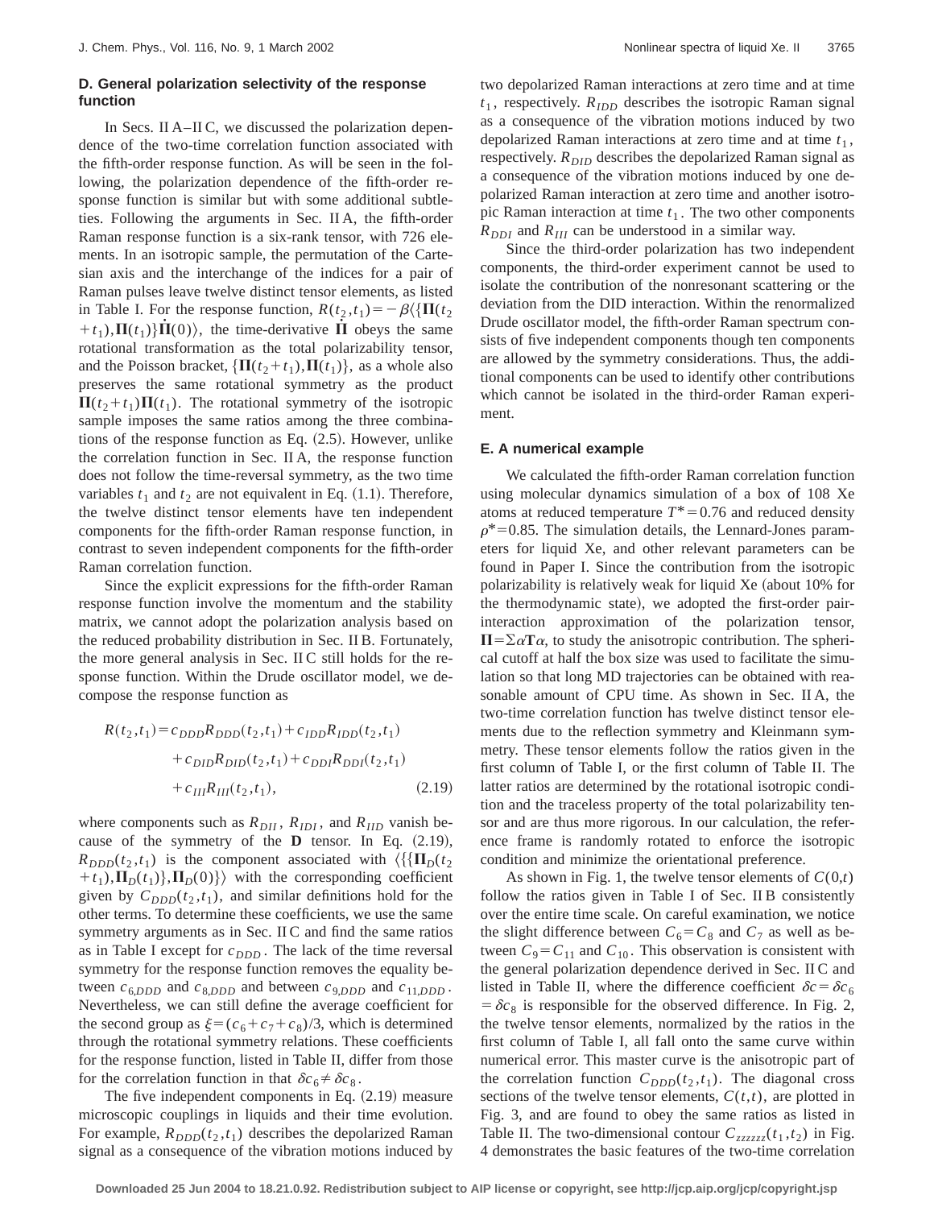### D. General polarization selectivity of the response function

In Secs. II A–II C, we discussed the polarization dependence of the two-time correlation function associated with the fifth-order response function. As will be seen in the following, the polarization dependence of the fifth-order response function is similar but with some additional subtleties. Following the arguments in Sec. II A, the fifth-order Raman response function is a six-rank tensor, with 726 elements. In an isotropic sample, the permutation of the Cartesian axis and the interchange of the indices for a pair of Raman pulses leave twelve distinct tensor elements, as listed in Table I. For the response function, $R(t_2,t_1) = -\beta\langle\{\mathbf{\Pi}(t_2+t_1),\mathbf{\Pi}(t_1)\}\dot{\mathbf{\Pi}}(0)\rangle$, the time-derivative $\dot{\mathbf{\Pi}}$ obeys the same rotational transformation as the total polarizability tensor, and the Poisson bracket, $\{\mathbf{\Pi}(t_2+t_1),\mathbf{\Pi}(t_1)\}$, as a whole also preserves the same rotational symmetry as the product $\mathbf{\Pi}(t_2+t_1)\mathbf{\Pi}(t_1)$. The rotational symmetry of the isotropic sample imposes the same ratios among the three combinations of the response function as Eq. (2.5). However, unlike the correlation function in Sec. II A, the response function does not follow the time-reversal symmetry, as the two time variables $t_1$ and $t_2$ are not equivalent in Eq. (1.1). Therefore, the twelve distinct tensor elements have ten independent components for the fifth-order Raman response function, in contrast to seven independent components for the fifth-order Raman correlation function.

Since the explicit expressions for the fifth-order Raman response function involve the momentum and the stability matrix, we cannot adopt the polarization analysis based on the reduced probability distribution in Sec. II B. Fortunately, the more general analysis in Sec. II C still holds for the response function. Within the Drude oscillator model, we decompose the response function as

$$
\begin{aligned}
R(t_2,t_1) = & \, c_{DDD}R_{DDD}(t_2,t_1) + c_{IDD}R_{IDD}(t_2,t_1) \\
& + c_{DID}R_{DID}(t_2,t_1) + c_{DDI}R_{DDI}(t_2,t_1) \\
& + c_{III}R_{III}(t_2,t_1),
\end{aligned} \tag{2.19}
$$

where components such as $R_{DII}$, $R_{IDI}$, and $R_{IID}$ vanish because of the symmetry of the $\mathbf{D}$ tensor. In Eq. (2.19), $R_{DDD}(t_2,t_1)$ is the component associated with $\langle\{\{\mathbf{\Pi}_D(t_2+t_1),\mathbf{\Pi}_D(t_1)\},\mathbf{\Pi}_D(0)\}\rangle$ with the corresponding coefficient given by $C_{DDD}(t_2,t_1)$, and similar definitions hold for the other terms. To determine these coefficients, we use the same symmetry arguments as in Sec. II C and find the same ratios as in Table I except for $c_{DDD}$. The lack of the time reversal symmetry for the response function removes the equality between $c_{6,DDD}$ and $c_{8,DDD}$ and between $c_{9,DDD}$ and $c_{11,DDD}$. Nevertheless, we can still define the average coefficient for the second group as $\xi = (c_6+c_7+c_8)/3$, which is determined through the rotational symmetry relations. These coefficients for the response function, listed in Table II, differ from those for the correlation function in that $\delta c_6 \neq \delta c_8$.

The five independent components in Eq. (2.19) measure microscopic couplings in liquids and their time evolution. For example, $R_{DDD}(t_2,t_1)$ describes the depolarized Raman signal as a consequence of the vibration motions induced by two depolarized Raman interactions at zero time and at time $t_1$, respectively. $R_{IDD}$ describes the isotropic Raman signal as a consequence of the vibration motions induced by two depolarized Raman interactions at zero time and at time $t_1$, respectively. $R_{DID}$ describes the depolarized Raman signal as a consequence of the vibration motions induced by one depolarized Raman interaction at zero time and another isotropic Raman interaction at time $t_1$. The two other components $R_{DDI}$ and $R_{III}$ can be understood in a similar way.

Since the third-order polarization has two independent components, the third-order experiment cannot be used to isolate the contribution of the nonresonant scattering or the deviation from the DID interaction. Within the renormalized Drude oscillator model, the fifth-order Raman spectrum consists of five independent components though ten components are allowed by the symmetry considerations. Thus, the additional components can be used to identify other contributions which cannot be isolated in the third-order Raman experiment.

### E. A numerical example

We calculated the fifth-order Raman correlation function using molecular dynamics simulation of a box of 108 Xe atoms at reduced temperature $T^* = 0.76$ and reduced density $\rho^* = 0.85$. The simulation details, the Lennard-Jones parameters for liquid Xe, and other relevant parameters can be found in Paper I. Since the contribution from the isotropic polarizability is relatively weak for liquid Xe (about 10% for the thermodynamic state), we adopted the first-order pair-interaction approximation of the polarization tensor, $\mathbf{\Pi} = \Sigma \alpha \mathbf{T} \alpha$, to study the anisotropic contribution. The spherical cutoff at half the box size was used to facilitate the simulation so that long MD trajectories can be obtained with reasonable amount of CPU time. As shown in Sec. II A, the two-time correlation function has twelve distinct tensor elements due to the reflection symmetry and Kleinmann symmetry. These tensor elements follow the ratios given in the first column of Table I, or the first column of Table II. The latter ratios are determined by the rotational isotropic condition and the traceless property of the total polarizability tensor and are thus more rigorous. In our calculation, the reference frame is randomly rotated to enforce the isotropic condition and minimize the orientational preference.

As shown in Fig. 1, the twelve tensor elements of $C(0,t)$ follow the ratios given in Table I of Sec. II B consistently over the entire time scale. On careful examination, we notice the slight difference between $C_6 = C_8$ and $C_7$ as well as between $C_9 = C_{11}$ and $C_{10}$. This observation is consistent with the general polarization dependence derived in Sec. II C and listed in Table II, where the difference coefficient $\delta c = \delta c_6 = \delta c_8$ is responsible for the observed difference. In Fig. 2, the twelve tensor elements, normalized by the ratios in the first column of Table I, all fall onto the same curve within numerical error. This master curve is the anisotropic part of the correlation function $C_{DDD}(t_2,t_1)$. The diagonal cross sections of the twelve tensor elements, $C(t,t)$, are plotted in Fig. 3, and are found to obey the same ratios as listed in Table II. The two-dimensional contour $C_{zzzzzz}(t_1,t_2)$ in Fig. 4 demonstrates the basic features of the two-time correlation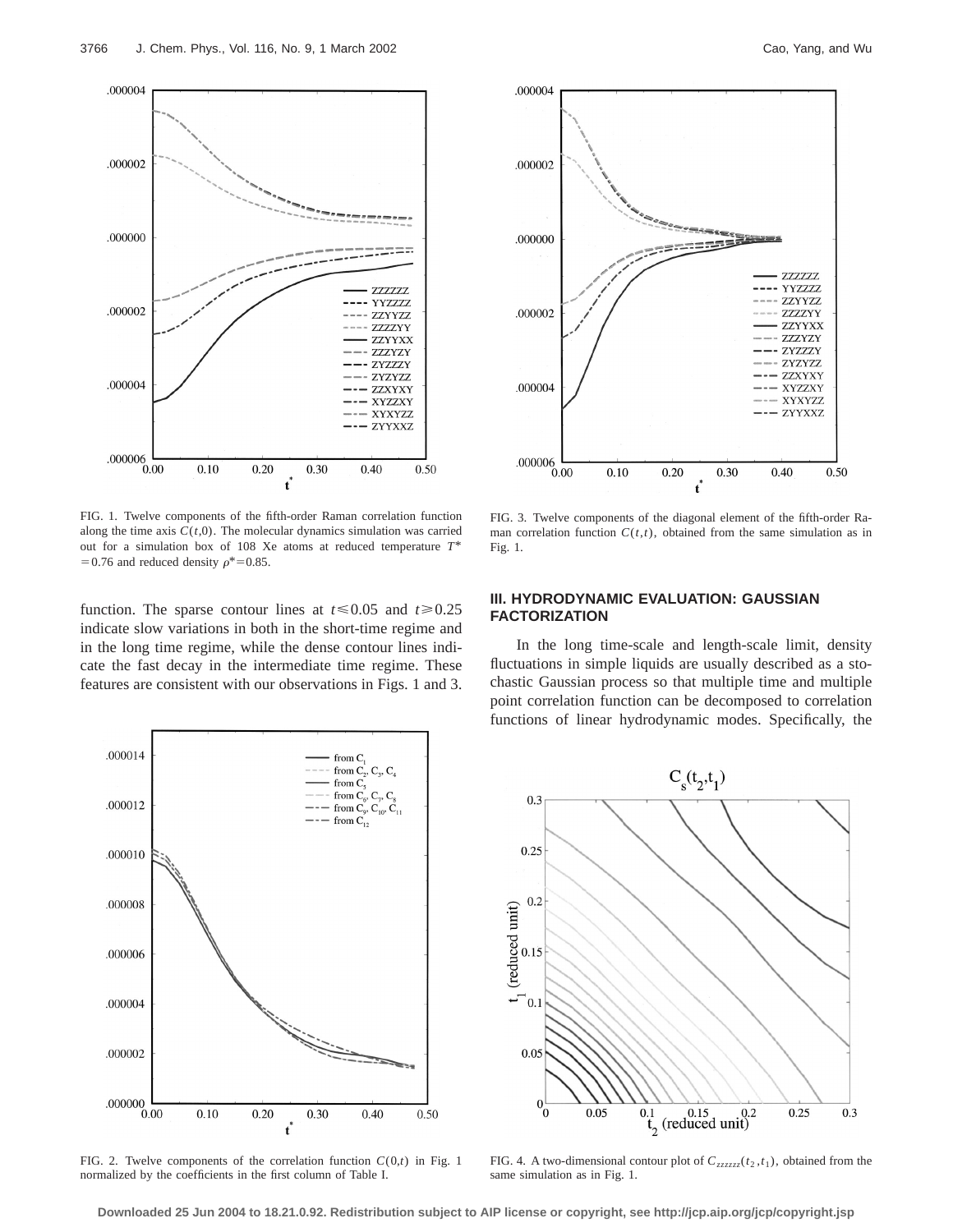FIG. 1. Twelve components of the fifth-order Raman correlation function along the time axis $C(t,0)$. The molecular dynamics simulation was carried out for a simulation box of 108 Xe atoms at reduced temperature $T^*=0.76$ and reduced density $\rho^*=0.85$.

FIG. 3. Twelve components of the diagonal element of the fifth-order Raman correlation function $C(t,t)$, obtained from the same simulation as in Fig. 1.

function. The sparse contour lines at $t \leqslant 0.05$ and $t \geqslant 0.25$ indicate slow variations in both in the short-time regime and in the long time regime, while the dense contour lines indicate the fast decay in the intermediate time regime. These features are consistent with our observations in Figs. 1 and 3.

FIG. 2. Twelve components of the correlation function $C(0,t)$ in Fig. 1 normalized by the coefficients in the first column of Table I.

## III. HYDRODYNAMIC EVALUATION: GAUSSIAN FACTORIZATION

In the long time-scale and length-scale limit, density fluctuations in simple liquids are usually described as a stochastic Gaussian process so that multiple time and multiple point correlation function can be decomposed to correlation functions of linear hydrodynamic modes. Specifically, the

FIG. 4. A two-dimensional contour plot of $C_{zzzzzz}(t_2,t_1)$, obtained from the same simulation as in Fig. 1.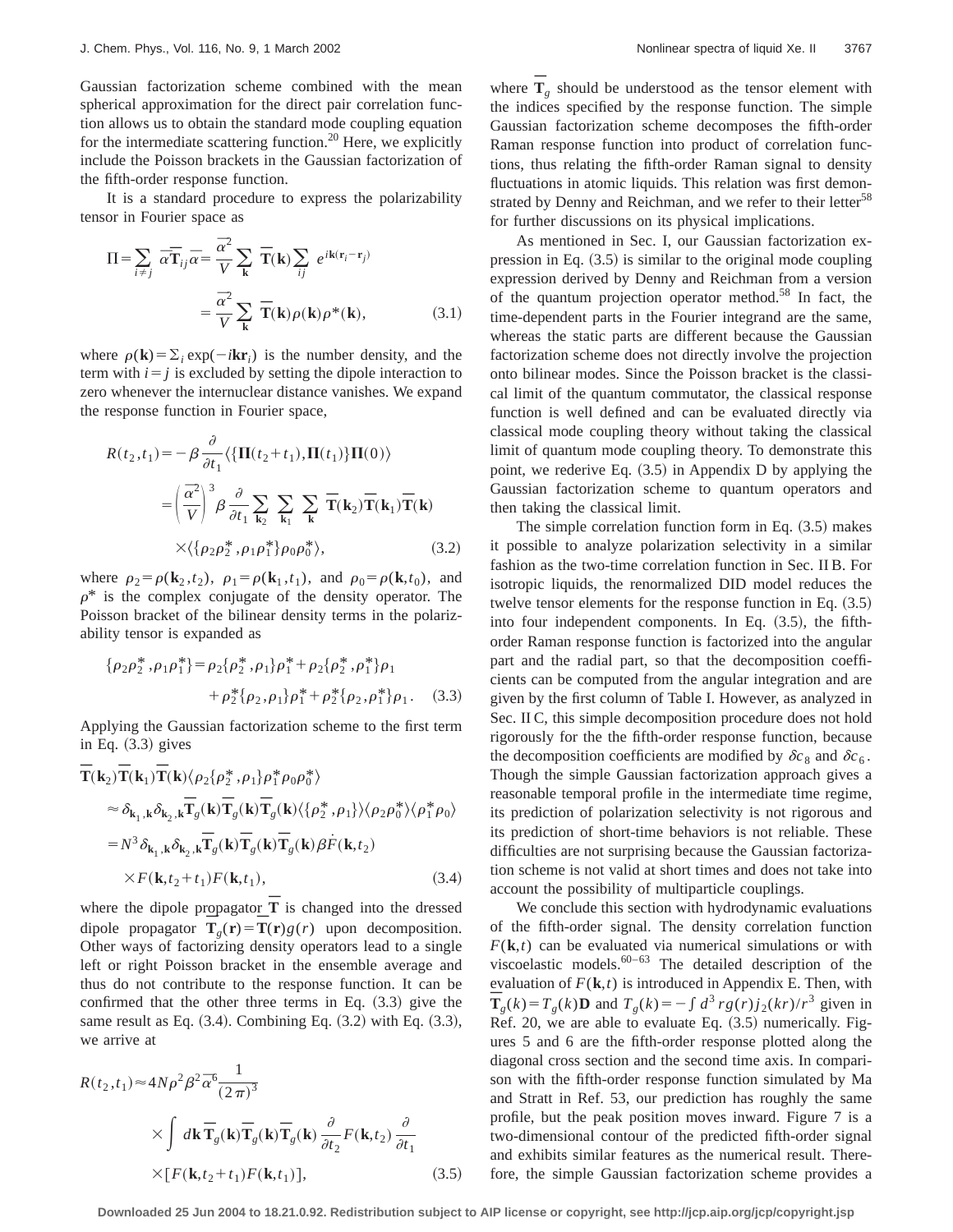Gaussian factorization scheme combined with the mean spherical approximation for the direct pair correlation function allows us to obtain the standard mode coupling equation for the intermediate scattering function.[20] Here, we explicitly include the Poisson brackets in the Gaussian factorization of the fifth-order response function.

It is a standard procedure to express the polarizability tensor in Fourier space as

$$\Pi=\sum_{i\neq j}\bar{\alpha}\bar{\mathbf{T}}_{ij}\bar{\alpha}=\frac{\bar{\alpha}^2}{V}\sum_{\mathbf{k}}\bar{\mathbf{T}}(\mathbf{k})\sum_{ij}e^{i\mathbf{k}(\mathbf{r}_i-\mathbf{r}_j)}$$

$$=\frac{\bar{\alpha}^2}{V}\sum_{\mathbf{k}}\bar{\mathbf{T}}(\mathbf{k})\rho(\mathbf{k})\rho^*(\mathbf{k}), \tag{3.1}$$

where $\rho(\mathbf{k})=\Sigma_i\exp(-i\mathbf{k}\mathbf{r}_i)$ is the number density, and the term with $i=j$ is excluded by setting the dipole interaction to zero whenever the internuclear distance vanishes. We expand the response function in Fourier space,

$$R(t_2,t_1)=-\beta\frac{\partial}{\partial t_1}\langle\{\Pi(t_2+t_1),\Pi(t_1)\}\Pi(0)\rangle$$

$$=\left(\frac{\bar{\alpha}^2}{V}\right)^3\beta\frac{\partial}{\partial t_1}\sum_{\mathbf{k}_2}\sum_{\mathbf{k}_1}\sum_{\mathbf{k}}\bar{\mathbf{T}}(\mathbf{k}_2)\bar{\mathbf{T}}(\mathbf{k}_1)\bar{\mathbf{T}}(\mathbf{k})$$

$$\times\langle\{\rho_2\rho_2^*,\rho_1\rho_1^*\}\rho_0\rho_0^*\rangle, \tag{3.2}$$

where $\rho_2=\rho(\mathbf{k}_2,t_2)$, $\rho_1=\rho(\mathbf{k}_1,t_1)$, and $\rho_0=\rho(\mathbf{k},t_0)$, and $\rho^*$ is the complex conjugate of the density operator. The Poisson bracket of the bilinear density terms in the polarizability tensor is expanded as

$$\{\rho_2\rho_2^*,\rho_1\rho_1^*\}=\rho_2\{\rho_2^*,\rho_1\}\rho_1^*+\rho_2\{\rho_2^*,\rho_1^*\}\rho_1$$

$$+\rho_2^*\{\rho_2,\rho_1\}\rho_1^*+\rho_2^*\{\rho_2,\rho_1^*\}\rho_1. \tag{3.3}$$

Applying the Gaussian factorization scheme to the first term in Eq. (3.3) gives

$$\bar{\mathbf{T}}(\mathbf{k}_2)\bar{\mathbf{T}}(\mathbf{k}_1)\bar{\mathbf{T}}(\mathbf{k})\langle\rho_2\{\rho_2^*,\rho_1\}\rho_1^*\rho_0\rho_0^*\rangle$$

$$\approx\delta_{\mathbf{k}_1,\mathbf{k}}\delta_{\mathbf{k}_2,\mathbf{k}}\bar{\mathbf{T}}_g(\mathbf{k})\bar{\mathbf{T}}_g(\mathbf{k})\bar{\mathbf{T}}_g(\mathbf{k})\langle\{\rho_2^*,\rho_1\}\rangle\langle\rho_2\rho_0^*\rangle\langle\rho_1^*\rho_0\rangle$$

$$=N^3\delta_{\mathbf{k}_1,\mathbf{k}}\delta_{\mathbf{k}_2,\mathbf{k}}\bar{\mathbf{T}}_g(\mathbf{k})\bar{\mathbf{T}}_g(\mathbf{k})\bar{\mathbf{T}}_g(\mathbf{k})\beta\dot{F}(\mathbf{k},t_2)$$

$$\times F(\mathbf{k},t_2+t_1)F(\mathbf{k},t_1), \tag{3.4}$$

where the dipole propagator $\bar{\mathbf{T}}$ is changed into the dressed dipole propagator $\bar{\mathbf{T}}_g(\mathbf{r})=\bar{\mathbf{T}}(\mathbf{r})g(r)$ upon decomposition. Other ways of factorizing density operators lead to a single left or right Poisson bracket in the ensemble average and thus do not contribute to the response function. It can be confirmed that the other three terms in Eq. (3.3) give the same result as Eq. (3.4). Combining Eq. (3.2) with Eq. (3.3), we arrive at

$$R(t_2,t_1)\approx 4N\rho^2\beta^2\bar{\alpha}^6\frac{1}{(2\pi)^3}$$

$$\times\int d\mathbf{k}\,\bar{\mathbf{T}}_g(\mathbf{k})\bar{\mathbf{T}}_g(\mathbf{k})\bar{\mathbf{T}}_g(\mathbf{k})\frac{\partial}{\partial t_2}F(\mathbf{k},t_2)\frac{\partial}{\partial t_1}$$

$$\times[F(\mathbf{k},t_2+t_1)F(\mathbf{k},t_1)], \tag{3.5}$$

where $\bar{\mathbf{T}}_g$ should be understood as the tensor element with the indices specified by the response function. The simple Gaussian factorization scheme decomposes the fifth-order Raman response function into product of correlation functions, thus relating the fifth-order Raman signal to density fluctuations in atomic liquids. This relation was first demonstrated by Denny and Reichman, and we refer to their letter[58] for further discussions on its physical implications.

As mentioned in Sec. I, our Gaussian factorization expression in Eq. (3.5) is similar to the original mode coupling expression derived by Denny and Reichman from a version of the quantum projection operator method.[58] In fact, the time-dependent parts in the Fourier integrand are the same, whereas the static parts are different because the Gaussian factorization scheme does not directly involve the projection onto bilinear modes. Since the Poisson bracket is the classical limit of the quantum commutator, the classical response function is well defined and can be evaluated directly via classical mode coupling theory without taking the classical limit of quantum mode coupling theory. To demonstrate this point, we rederive Eq. (3.5) in Appendix D by applying the Gaussian factorization scheme to quantum operators and then taking the classical limit.

The simple correlation function form in Eq. (3.5) makes it possible to analyze polarization selectivity in a similar fashion as the two-time correlation function in Sec. II B. For isotropic liquids, the renormalized DID model reduces the twelve tensor elements for the response function in Eq. (3.5) into four independent components. In Eq. (3.5), the fifth-order Raman response function is factorized into the angular part and the radial part, so that the decomposition coefficients can be computed from the angular integration and are given by the first column of Table I. However, as analyzed in Sec. II C, this simple decomposition procedure does not hold rigorously for the fifth-order response function, because the decomposition coefficients are modified by $\delta c_8$ and $\delta c_6$. Though the simple Gaussian factorization approach gives a reasonable temporal profile in the intermediate time regime, its prediction of polarization selectivity is not rigorous and its prediction of short-time behaviors is not reliable. These difficulties are not surprising because the Gaussian factorization scheme is not valid at short times and does not take into account the possibility of multiparticle couplings.

We conclude this section with hydrodynamic evaluations of the fifth-order signal. The density correlation function $F(\mathbf{k},t)$ can be evaluated via numerical simulations or with viscoelastic models.[60–63] The detailed description of the evaluation of $F(\mathbf{k},t)$ is introduced in Appendix E. Then, with $\bar{\mathbf{T}}_g(k)=T_g(k)\mathbf{D}$ and $T_g(k)=-\int d^3rg(r)j_2(kr)/r^3$ given in Ref. 20, we are able to evaluate Eq. (3.5) numerically. Figures 5 and 6 are the fifth-order response plotted along the diagonal cross section and the second time axis. In comparison with the fifth-order response function simulated by Ma and Stratt in Ref. 53, our prediction has roughly the same profile, but the peak position moves inward. Figure 7 is a two-dimensional contour of the predicted fifth-order signal and exhibits similar features as the numerical result. Therefore, the simple Gaussian factorization scheme provides a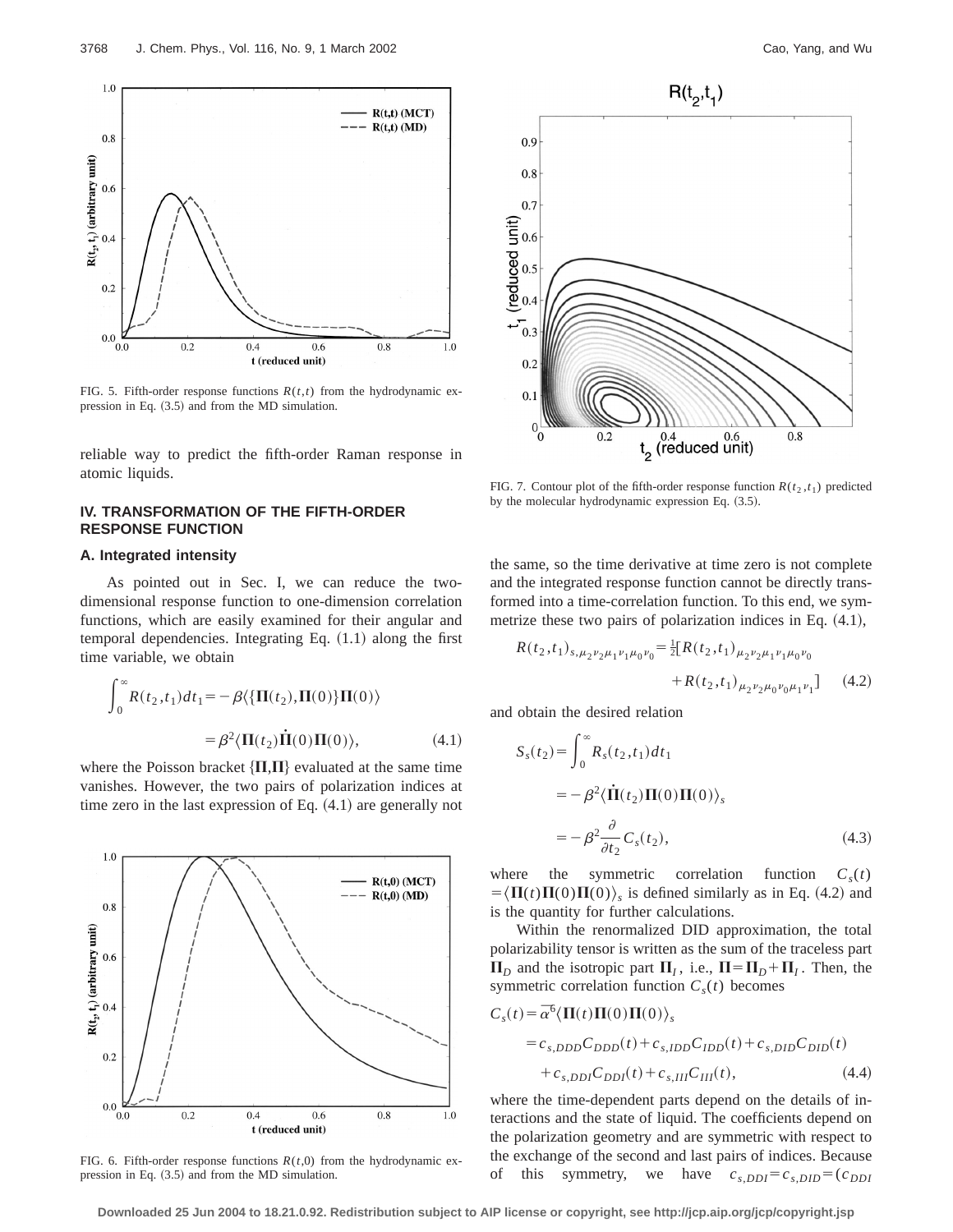FIG. 5. Fifth-order response functions $R(t,t)$ from the hydrodynamic expression in Eq. (3.5) and from the MD simulation.

FIG. 6. Fifth-order response functions $R(t,0)$ from the hydrodynamic expression in Eq. (3.5) and from the MD simulation.

FIG. 7. Contour plot of the fifth-order response function $R(t_2,t_1)$ predicted by the molecular hydrodynamic expression Eq. (3.5).

reliable way to predict the fifth-order Raman response in atomic liquids.

## IV. TRANSFORMATION OF THE FIFTH-ORDER RESPONSE FUNCTION

### A. Integrated intensity

As pointed out in Sec. I, we can reduce the two-dimensional response function to one-dimension correlation functions, which are easily examined for their angular and temporal dependencies. Integrating Eq. (1.1) along the first time variable, we obtain

$$\int_0^\infty R(t_2,t_1)dt_1 = -\beta\langle\{\mathbf{\Pi}(t_2),\mathbf{\Pi}(0)\}\mathbf{\Pi}(0)\rangle$$
$$= \beta^2\langle\mathbf{\Pi}(t_2)\dot{\mathbf{\Pi}}(0)\mathbf{\Pi}(0)\rangle, \tag{4.1}$$

where the Poisson bracket $\{\mathbf{\Pi},\mathbf{\Pi}\}$ evaluated at the same time vanishes. However, the two pairs of polarization indices at time zero in the last expression of Eq. (4.1) are generally not the same, so the time derivative at time zero is not complete and the integrated response function cannot be directly transformed into a time-correlation function. To this end, we symmetrize these two pairs of polarization indices in Eq. (4.1),

$$R(t_2,t_1)_{s,\mu_2\nu_2\mu_1\nu_1\mu_0\nu_0} = \tfrac{1}{2}[R(t_2,t_1)_{\mu_2\nu_2\mu_1\nu_1\mu_0\nu_0} + R(t_2,t_1)_{\mu_2\nu_2\mu_0\nu_0\mu_1\nu_1}] \tag{4.2}$$

and obtain the desired relation

$$S_s(t_2) = \int_0^\infty R_s(t_2,t_1)dt_1$$
$$= -\beta^2\langle\dot{\mathbf{\Pi}}(t_2)\mathbf{\Pi}(0)\mathbf{\Pi}(0)\rangle_s$$
$$= -\beta^2\frac{\partial}{\partial t_2}C_s(t_2), \tag{4.3}$$

where the symmetric correlation function $C_s(t) = \langle\mathbf{\Pi}(t)\mathbf{\Pi}(0)\mathbf{\Pi}(0)\rangle_s$ is defined similarly as in Eq. (4.2) and is the quantity for further calculations.

Within the renormalized DID approximation, the total polarizability tensor is written as the sum of the traceless part $\mathbf{\Pi}_D$ and the isotropic part $\mathbf{\Pi}_I$, i.e., $\mathbf{\Pi} = \mathbf{\Pi}_D + \mathbf{\Pi}_I$. Then, the symmetric correlation function $C_s(t)$ becomes

$$C_s(t) = \bar{\alpha}^6\langle\mathbf{\Pi}(t)\mathbf{\Pi}(0)\mathbf{\Pi}(0)\rangle_s$$
$$= c_{s,DDD}C_{DDD}(t) + c_{s,IDD}C_{IDD}(t) + c_{s,DID}C_{DID}(t) + c_{s,DDI}C_{DDI}(t) + c_{s,III}C_{III}(t), \tag{4.4}$$

where the time-dependent parts depend on the details of interactions and the state of liquid. The coefficients depend on the polarization geometry and are symmetric with respect to the exchange of the second and last pairs of indices. Because of this symmetry, we have $c_{s,DDI} = c_{s,DID} = (c_{DDI}$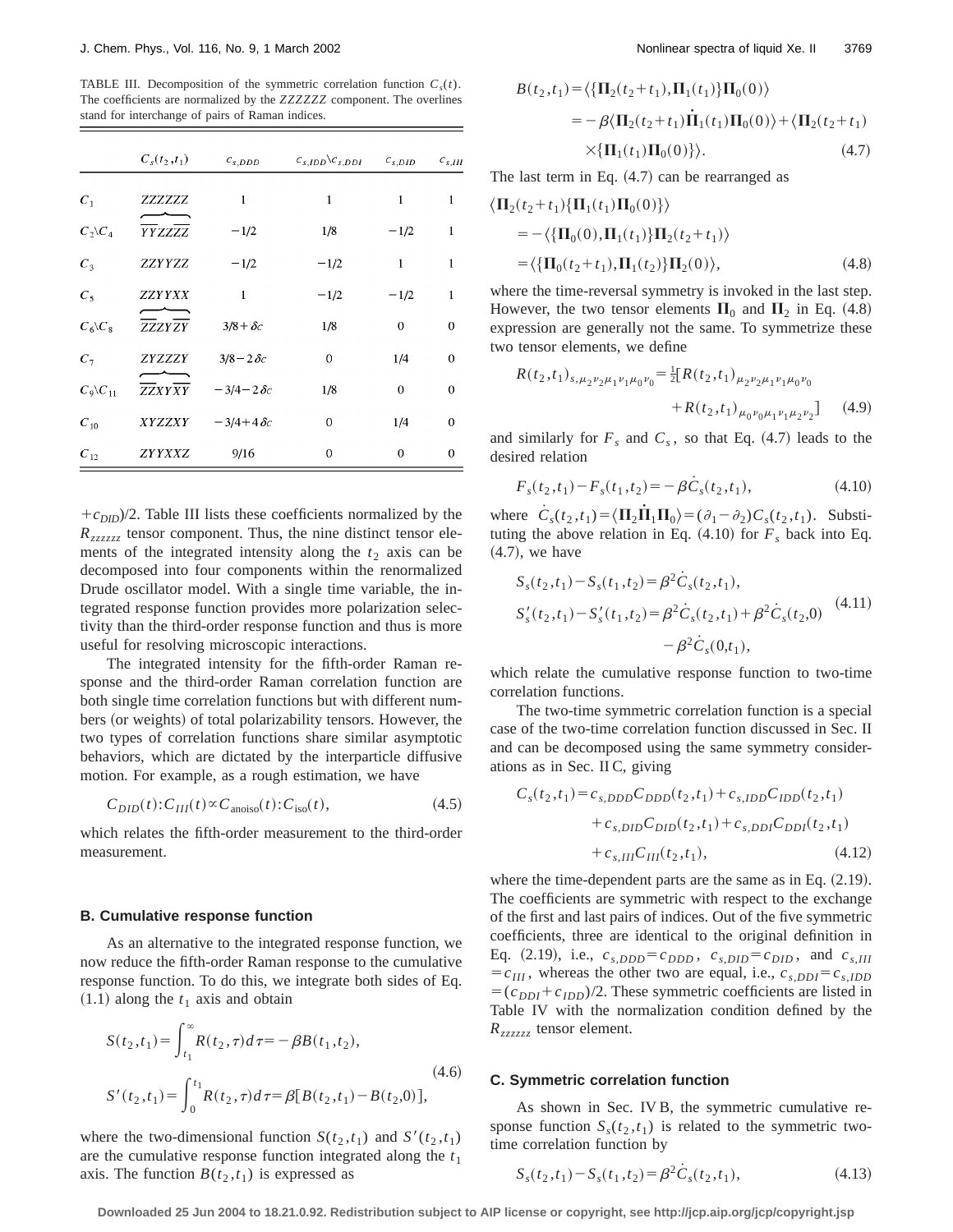TABLE III. Decomposition of the symmetric correlation function $C_s(t)$. The coefficients are normalized by the $ZZZZZZ$ component. The overlines stand for interchange of pairs of Raman indices.

| | $C_s(t_2,t_1)$ | $c_{s,DDD}$ | $c_{s,IDD} \backslash c_{s,DDI}$ | $c_{s,DID}$ | $c_{s,III}$ |
|---|---|---|---|---|---|
| $C_1$ | $ZZZZZZ$ | 1 | 1 | 1 | 1 |
| $C_2 \backslash C_4$ | $\overbrace{\overline{YY}ZZ\overline{ZZ}}$ | $-1/2$ | 1/8 | $-1/2$ | 1 |
| $C_3$ | $ZZYYZZ$ | $-1/2$ | $-1/2$ | 1 | 1 |
| $C_5$ | $ZZYYXX$ | 1 | $-1/2$ | $-1/2$ | 1 |
| $C_6 \backslash C_8$ | $\overbrace{\overline{ZZ}ZY\overline{ZY}}$ | $3/8+\delta c$ | 1/8 | 0 | 0 |
| $C_7$ | $ZYZZZY$ | $3/8-2\delta c$ | 0 | 1/4 | 0 |
| $C_9 \backslash C_{11}$ | $\overbrace{\overline{ZZ}XY\overline{XY}}$ | $-3/4-2\delta c$ | 1/8 | 0 | 0 |
| $C_{10}$ | $XYZZXY$ | $-3/4+4\delta c$ | 0 | 1/4 | 0 |
| $C_{12}$ | $ZYYXXZ$ | 9/16 | 0 | 0 | 0 |

$+c_{DID})/2$. Table III lists these coefficients normalized by the $R_{zzzzzz}$ tensor component. Thus, the nine distinct tensor elements of the integrated intensity along the $t_2$ axis can be decomposed into four components within the renormalized Drude oscillator model. With a single time variable, the integrated response function provides more polarization selectivity than the third-order response function and thus is more useful for resolving microscopic interactions.

The integrated intensity for the fifth-order Raman response and the third-order Raman correlation function are both single time correlation functions but with different numbers (or weights) of total polarizability tensors. However, the two types of correlation functions share similar asymptotic behaviors, which are dictated by the interparticle diffusive motion. For example, as a rough estimation, we have

$$C_{DID}(t):C_{III}(t) \propto C_{\text{anoiso}}(t):C_{\text{iso}}(t), \tag{4.5}$$

which relates the fifth-order measurement to the third-order measurement.

### B. Cumulative response function

As an alternative to the integrated response function, we now reduce the fifth-order Raman response to the cumulative response function. To do this, we integrate both sides of Eq. (1.1) along the $t_1$ axis and obtain

$$\begin{aligned} S(t_2,t_1) &= \int_{t_1}^{\infty} R(t_2,\tau)\,d\tau = -\beta B(t_1,t_2), \\ S'(t_2,t_1) &= \int_0^{t_1} R(t_2,\tau)\,d\tau = \beta[B(t_2,t_1)-B(t_2,0)], \end{aligned} \tag{4.6}$$

where the two-dimensional function $S(t_2,t_1)$ and $S'(t_2,t_1)$ are the cumulative response function integrated along the $t_1$ axis. The function $B(t_2,t_1)$ is expressed as

$$\begin{aligned} B(t_2,t_1) &= \langle \{\Pi_2(t_2+t_1),\Pi_1(t_1)\}\Pi_0(0)\rangle \\ &= -\beta\langle \Pi_2(t_2+t_1)\dot{\Pi}_1(t_1)\Pi_0(0)\rangle + \langle \Pi_2(t_2+t_1) \\ &\quad \times \{\Pi_1(t_1)\Pi_0(0)\}\rangle. \end{aligned} \tag{4.7}$$

The last term in Eq. (4.7) can be rearranged as

$$\begin{aligned} &\langle \Pi_2(t_2+t_1)\{\Pi_1(t_1)\Pi_0(0)\}\rangle \\ &= -\langle \{\Pi_0(0),\Pi_1(t_1)\}\Pi_2(t_2+t_1)\rangle \\ &= \langle \{\Pi_0(t_2+t_1),\Pi_1(t_2)\}\Pi_2(0)\rangle, \end{aligned} \tag{4.8}$$

where the time-reversal symmetry is invoked in the last step. However, the two tensor elements $\Pi_0$ and $\Pi_2$ in Eq. (4.8) expression are generally not the same. To symmetrize these two tensor elements, we define

$$\begin{aligned} R(t_2,t_1)_{s,\mu_2\nu_2\mu_1\nu_1\mu_0\nu_0} = \tfrac{1}{2}[&R(t_2,t_1)_{\mu_2\nu_2\mu_1\nu_1\mu_0\nu_0} \\ &+ R(t_2,t_1)_{\mu_0\nu_0\mu_1\nu_1\mu_2\nu_2}] \end{aligned} \tag{4.9}$$

and similarly for $F_s$ and $C_s$, so that Eq. (4.7) leads to the desired relation

$$F_s(t_2,t_1) - F_s(t_1,t_2) = -\beta \dot{C}_s(t_2,t_1), \tag{4.10}$$

where $\dot{C}_s(t_2,t_1) = \langle \Pi_2\dot{\Pi}_1\Pi_0\rangle = (\partial_1-\partial_2)C_s(t_2,t_1)$. Substituting the above relation in Eq. (4.10) for $F_s$ back into Eq. (4.7), we have

$$\begin{aligned} S_s(t_2,t_1) - S_s(t_1,t_2) &= \beta^2\dot{C}_s(t_2,t_1), \\ S'_s(t_2,t_1) - S'_s(t_1,t_2) &= \beta^2\dot{C}_s(t_2,t_1) + \beta^2\dot{C}_s(t_2,0) \\ &\quad - \beta^2\dot{C}_s(0,t_1), \end{aligned} \tag{4.11}$$

which relate the cumulative response function to two-time correlation functions.

The two-time symmetric correlation function is a special case of the two-time correlation function discussed in Sec. II and can be decomposed using the same symmetry considerations as in Sec. II C, giving

$$\begin{aligned} C_s(t_2,t_1) = &\, c_{s,DDD}C_{DDD}(t_2,t_1) + c_{s,IDD}C_{IDD}(t_2,t_1) \\ &+ c_{s,DID}C_{DID}(t_2,t_1) + c_{s,DDI}C_{DDI}(t_2,t_1) \\ &+ c_{s,III}C_{III}(t_2,t_1), \end{aligned} \tag{4.12}$$

where the time-dependent parts are the same as in Eq. (2.19). The coefficients are symmetric with respect to the exchange of the first and last pairs of indices. Out of the five symmetric coefficients, three are identical to the original definition in Eq. (2.19), i.e., $c_{s,DDD}=c_{DDD}$, $c_{s,DID}=c_{DID}$, and $c_{s,III}=c_{III}$, whereas the other two are equal, i.e., $c_{s,DDI}=c_{s,IDD}=(c_{DDI}+c_{IDD})/2$. These symmetric coefficients are listed in Table IV with the normalization condition defined by the $R_{zzzzzz}$ tensor element.

### C. Symmetric correlation function

As shown in Sec. IV B, the symmetric cumulative response function $S_s(t_2,t_1)$ is related to the symmetric two-time correlation function by

$$S_s(t_2,t_1) - S_s(t_1,t_2) = \beta^2\dot{C}_s(t_2,t_1), \tag{4.13}$$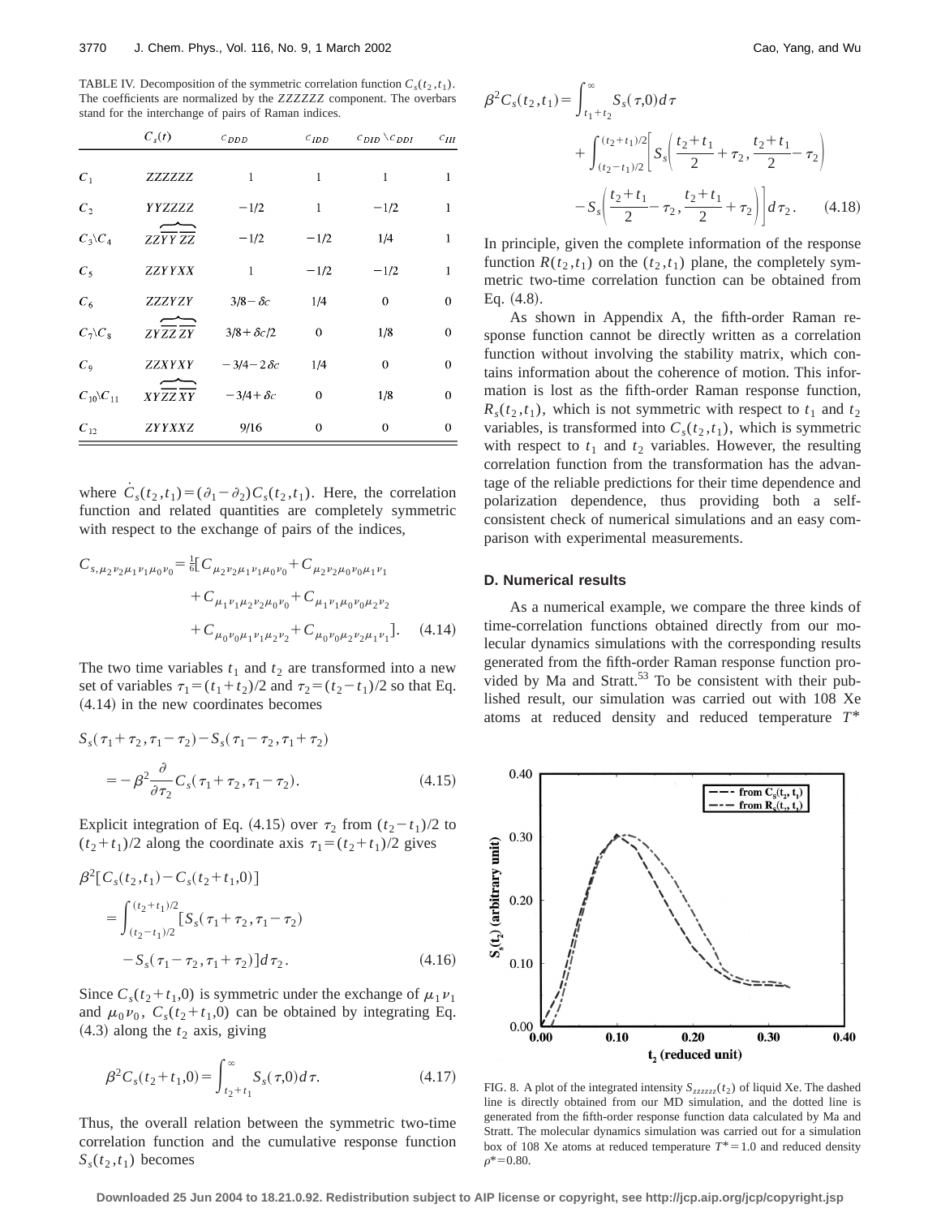TABLE IV. Decomposition of the symmetric correlation function $C_s(t_2,t_1)$. The coefficients are normalized by the *ZZZZZZ* component. The overbars stand for the interchange of pairs of Raman indices.

| | $C_s(t)$ | $c_{DDD}$ | $c_{IDD}$ | $c_{DID}\setminus c_{DDI}$ | $c_{III}$ |
|---|---|---|---|---|---|
| $C_1$ | *ZZZZZZ* | 1 | 1 | 1 | 1 |
| $C_2$ | *YYZZZZ* | $-1/2$ | 1 | $-1/2$ | 1 |
| $C_3\setminus C_4$ | $ZZ\overbrace{\overline{YY}\ \overline{ZZ}}$ | $-1/2$ | $-1/2$ | 1/4 | 1 |
| $C_5$ | *ZZYYXX* | 1 | $-1/2$ | $-1/2$ | 1 |
| $C_6$ | *ZZZYZY* | $3/8-\delta c$ | 1/4 | 0 | 0 |
| $C_7\setminus C_8$ | $ZY\overbrace{\overline{ZZ}\ \overline{ZY}}$ | $3/8+\delta c/2$ | 0 | 1/8 | 0 |
| $C_9$ | *ZZXYXY* | $-3/4-2\delta c$ | 1/4 | 0 | 0 |
| $C_{10}\setminus C_{11}$ | $XY\overbrace{\overline{ZZ}\ \overline{XY}}$ | $-3/4+\delta c$ | 0 | 1/8 | 0 |
| $C_{12}$ | *ZYYXXZ* | 9/16 | 0 | 0 | 0 |

where $\dot{C}_s(t_2,t_1)=(\partial_1-\partial_2)C_s(t_2,t_1)$. Here, the correlation function and related quantities are completely symmetric with respect to the exchange of pairs of the indices,

$$
\begin{aligned}
C_{s,\mu_2\nu_2\mu_1\nu_1\mu_0\nu_0}=\tfrac{1}{6}[&C_{\mu_2\nu_2\mu_1\nu_1\mu_0\nu_0}+C_{\mu_2\nu_2\mu_0\nu_0\mu_1\nu_1}\\
&+C_{\mu_1\nu_1\mu_2\nu_2\mu_0\nu_0}+C_{\mu_1\nu_1\mu_0\nu_0\mu_2\nu_2}\\
&+C_{\mu_0\nu_0\mu_1\nu_1\mu_2\nu_2}+C_{\mu_0\nu_0\mu_2\nu_2\mu_1\nu_1}].
\end{aligned}
\tag{4.14}
$$

The two time variables $t_1$ and $t_2$ are transformed into a new set of variables $\tau_1=(t_1+t_2)/2$ and $\tau_2=(t_2-t_1)/2$ so that Eq. (4.14) in the new coordinates becomes

$$
\begin{aligned}
&S_s(\tau_1+\tau_2,\tau_1-\tau_2)-S_s(\tau_1-\tau_2,\tau_1+\tau_2)\\
&\quad=-\beta^2\frac{\partial}{\partial\tau_2}C_s(\tau_1+\tau_2,\tau_1-\tau_2).
\end{aligned}
\tag{4.15}
$$

Explicit integration of Eq. (4.15) over $\tau_2$ from $(t_2-t_1)/2$ to $(t_2+t_1)/2$ along the coordinate axis $\tau_1=(t_2+t_1)/2$ gives

$$
\begin{aligned}
&\beta^2[C_s(t_2,t_1)-C_s(t_2+t_1,0)]\\
&\quad=\int_{(t_2-t_1)/2}^{(t_2+t_1)/2}[S_s(\tau_1+\tau_2,\tau_1-\tau_2)\\
&\qquad-S_s(\tau_1-\tau_2,\tau_1+\tau_2)]d\tau_2.
\end{aligned}
\tag{4.16}
$$

Since $C_s(t_2+t_1,0)$ is symmetric under the exchange of $\mu_1\nu_1$ and $\mu_0\nu_0$, $C_s(t_2+t_1,0)$ can be obtained by integrating Eq. (4.3) along the $t_2$ axis, giving

$$
\beta^2C_s(t_2+t_1,0)=\int_{t_2+t_1}^{\infty}S_s(\tau,0)d\tau.
\tag{4.17}
$$

Thus, the overall relation between the symmetric two-time correlation function and the cumulative response function $S_s(t_2,t_1)$ becomes

$$
\begin{aligned}
\beta^2C_s(t_2,t_1)=&\int_{t_1+t_2}^{\infty}S_s(\tau,0)d\tau\\
&+\int_{(t_2-t_1)/2}^{(t_2+t_1)/2}\left[S_s\left(\frac{t_2+t_1}{2}+\tau_2,\frac{t_2+t_1}{2}-\tau_2\right)\right.\\
&\left.-S_s\left(\frac{t_2+t_1}{2}-\tau_2,\frac{t_2+t_1}{2}+\tau_2\right)\right]d\tau_2.
\end{aligned}
\tag{4.18}
$$

In principle, given the complete information of the response function $R(t_2,t_1)$ on the $(t_2,t_1)$ plane, the completely symmetric two-time correlation function can be obtained from Eq. (4.8).

As shown in Appendix A, the fifth-order Raman response function cannot be directly written as a correlation function without involving the stability matrix, which contains information about the coherence of motion. This information is lost as the fifth-order Raman response function, $R_s(t_2,t_1)$, which is not symmetric with respect to $t_1$ and $t_2$ variables, is transformed into $C_s(t_2,t_1)$, which is symmetric with respect to $t_1$ and $t_2$ variables. However, the resulting correlation function from the transformation has the advantage of the reliable predictions for their time dependence and polarization dependence, thus providing both a self-consistent check of numerical simulations and an easy comparison with experimental measurements.

### D. Numerical results

As a numerical example, we compare the three kinds of time-correlation functions obtained directly from our molecular dynamics simulations with the corresponding results generated from the fifth-order Raman response function provided by Ma and Stratt.[53] To be consistent with their published result, our simulation was carried out with 108 Xe atoms at reduced density and reduced temperature $T^*$

FIG. 8. A plot of the integrated intensity $S_{zzzzzz}(t_2)$ of liquid Xe. The dashed line is directly obtained from our MD simulation, and the dotted line is generated from the fifth-order response function data calculated by Ma and Stratt. The molecular dynamics simulation was carried out for a simulation box of 108 Xe atoms at reduced temperature $T^*=1.0$ and reduced density $\rho^*=0.80$.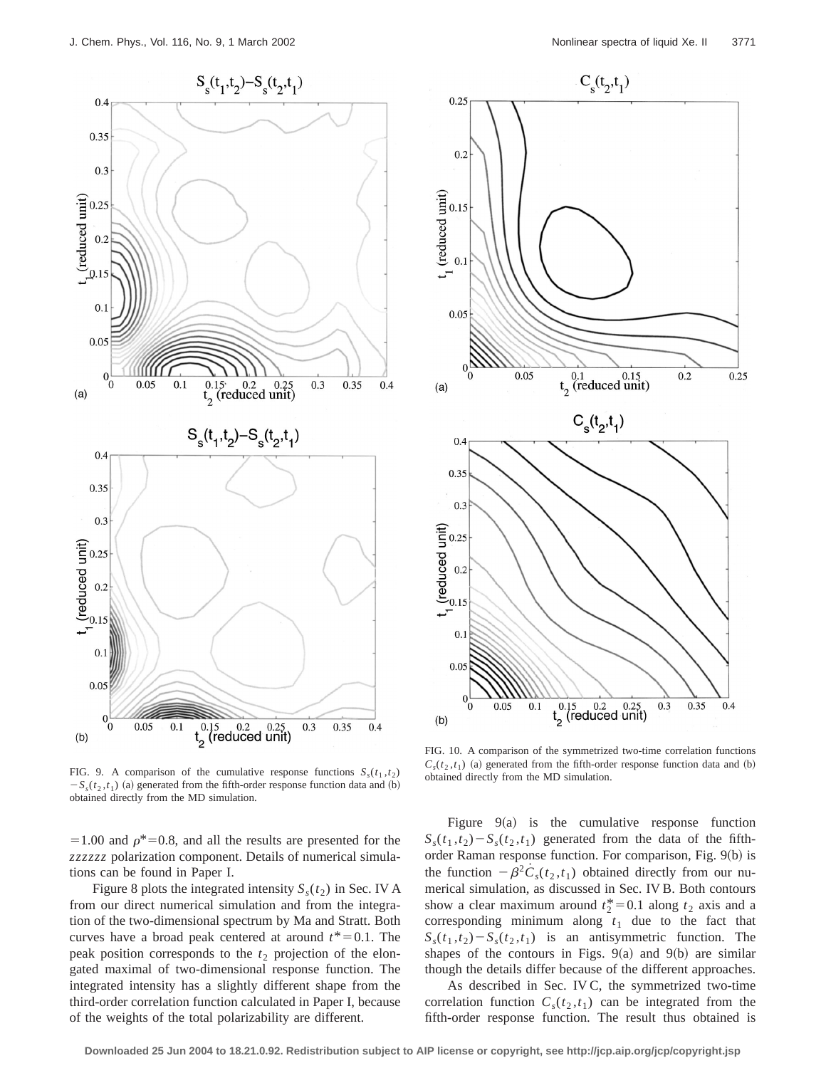FIG. 9. A comparison of the cumulative response functions $S_s(t_1,t_2) - S_s(t_2,t_1)$ (a) generated from the fifth-order response function data and (b) obtained directly from the MD simulation.

FIG. 10. A comparison of the symmetrized two-time correlation functions $C_s(t_2,t_1)$ (a) generated from the fifth-order response function data and (b) obtained directly from the MD simulation.

$=1.00$ and $\rho^*=0.8$, and all the results are presented for the *zzzzzz* polarization component. Details of numerical simulations can be found in Paper I.

Figure 8 plots the integrated intensity $S_s(t_2)$ in Sec. IV A from our direct numerical simulation and from the integration of the two-dimensional spectrum by Ma and Stratt. Both curves have a broad peak centered at around $t^*=0.1$. The peak position corresponds to the $t_2$ projection of the elongated maximal of two-dimensional response function. The integrated intensity has a slightly different shape from the third-order correlation function calculated in Paper I, because of the weights of the total polarizability are different.

Figure 9(a) is the cumulative response function $S_s(t_1,t_2) - S_s(t_2,t_1)$ generated from the data of the fifth-order Raman response function. For comparison, Fig. 9(b) is the function $-\beta^2 \dot{C}_s(t_2,t_1)$ obtained directly from our numerical simulation, as discussed in Sec. IV B. Both contours show a clear maximum around $t_2^*=0.1$ along $t_2$ axis and a corresponding minimum along $t_1$ due to the fact that $S_s(t_1,t_2) - S_s(t_2,t_1)$ is an antisymmetric function. The shapes of the contours in Figs. 9(a) and 9(b) are similar though the details differ because of the different approaches.

As described in Sec. IV C, the symmetrized two-time correlation function $C_s(t_2,t_1)$ can be integrated from the fifth-order response function. The result thus obtained is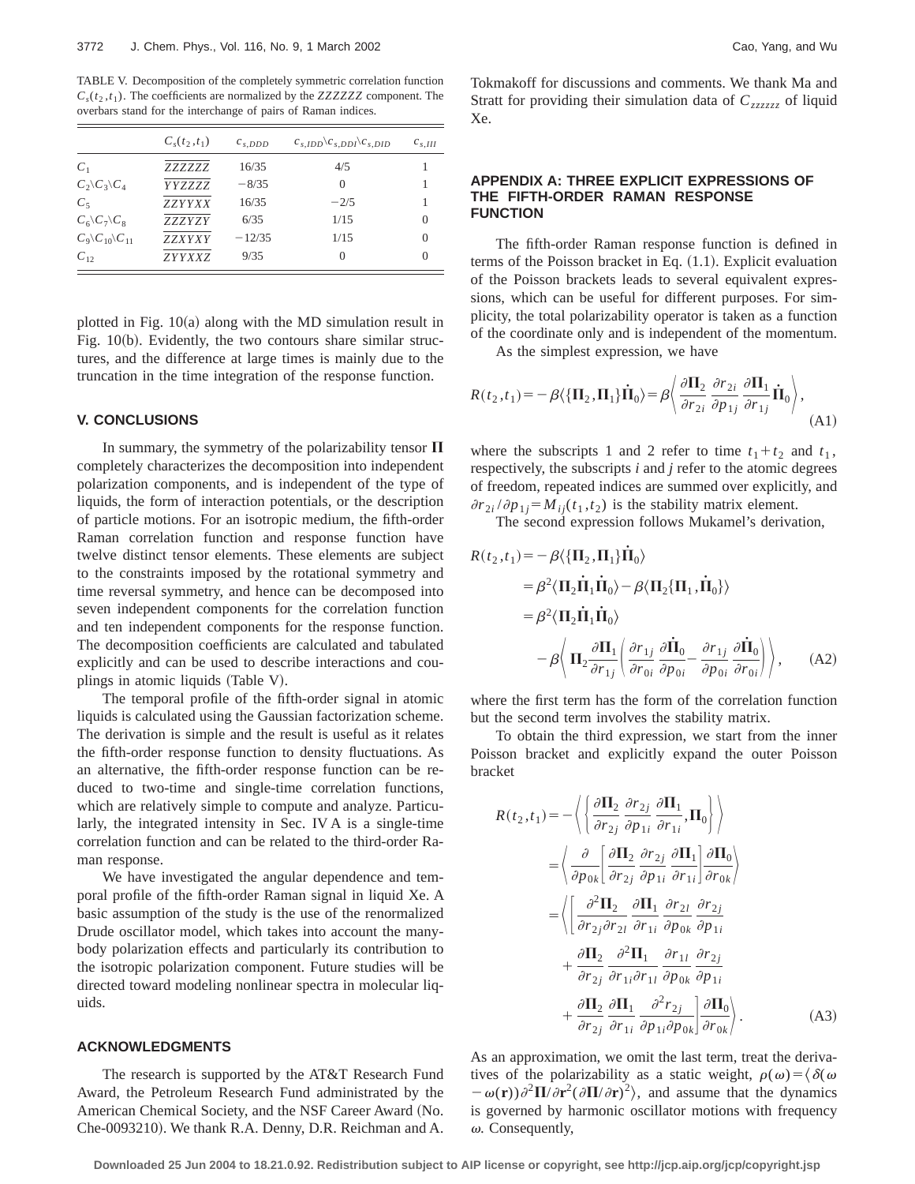TABLE V. Decomposition of the completely symmetric correlation function $C_s(t_2,t_1)$. The coefficients are normalized by the *ZZZZZZ* component. The overbars stand for the interchange of pairs of Raman indices.

| | $C_s(t_2,t_1)$ | $c_{s,DDD}$ | $c_{s,IDD}\backslash c_{s,DDI}\backslash c_{s,DID}$ | $c_{s,III}$ |
|---|---|---|---|---|
| $C_1$ | $\overline{ZZZZZZ}$ | 16/35 | 4/5 | 1 |
| $C_2\backslash C_3\backslash C_4$ | $\overline{YYZZZZ}$ | $-8/35$ | 0 | 1 |
| $C_5$ | $\overline{ZZYYXX}$ | 16/35 | $-2/5$ | 1 |
| $C_6\backslash C_7\backslash C_8$ | $\overline{ZZZYZY}$ | 6/35 | 1/15 | 0 |
| $C_9\backslash C_{10}\backslash C_{11}$ | $\overline{ZZXYXY}$ | $-12/35$ | 1/15 | 0 |
| $C_{12}$ | $\overline{ZYYXXZ}$ | 9/35 | 0 | 0 |

plotted in Fig. 10(a) along with the MD simulation result in Fig. 10(b). Evidently, the two contours share similar structures, and the difference at large times is mainly due to the truncation in the time integration of the response function.

## V. CONCLUSIONS

In summary, the symmetry of the polarizability tensor $\mathbf{\Pi}$ completely characterizes the decomposition into independent polarization components, and is independent of the type of liquids, the form of interaction potentials, or the description of particle motions. For an isotropic medium, the fifth-order Raman correlation function and response function have twelve distinct tensor elements. These elements are subject to the constraints imposed by the rotational symmetry and time reversal symmetry, and hence can be decomposed into seven independent components for the correlation function and ten independent components for the response function. The decomposition coefficients are calculated and tabulated explicitly and can be used to describe interactions and couplings in atomic liquids (Table V).

The temporal profile of the fifth-order signal in atomic liquids is calculated using the Gaussian factorization scheme. The derivation is simple and the result is useful as it relates the fifth-order response function to density fluctuations. As an alternative, the fifth-order response function can be reduced to two-time and single-time correlation functions, which are relatively simple to compute and analyze. Particularly, the integrated intensity in Sec. IV A is a single-time correlation function and can be related to the third-order Raman response.

We have investigated the angular dependence and temporal profile of the fifth-order Raman signal in liquid Xe. A basic assumption of the study is the use of the renormalized Drude oscillator model, which takes into account the many-body polarization effects and particularly its contribution to the isotropic polarization component. Future studies will be directed toward modeling nonlinear spectra in molecular liquids.

## ACKNOWLEDGMENTS

The research is supported by the AT&T Research Fund Award, the Petroleum Research Fund administrated by the American Chemical Society, and the NSF Career Award (No. Che-0093210). We thank R.A. Denny, D.R. Reichman and A. Tokmakoff for discussions and comments. We thank Ma and Stratt for providing their simulation data of $C_{zzzzzz}$ of liquid Xe.

## APPENDIX A: THREE EXPLICIT EXPRESSIONS OF THE FIFTH-ORDER RAMAN RESPONSE FUNCTION

The fifth-order Raman response function is defined in terms of the Poisson bracket in Eq. (1.1). Explicit evaluation of the Poisson brackets leads to several equivalent expressions, which can be useful for different purposes. For simplicity, the total polarizability operator is taken as a function of the coordinate only and is independent of the momentum.

As the simplest expression, we have

$$R(t_2,t_1) = -\beta\langle\{\mathbf{\Pi}_2,\mathbf{\Pi}_1\}\dot{\mathbf{\Pi}}_0\rangle = \beta\left\langle \frac{\partial \mathbf{\Pi}_2}{\partial r_{2i}} \frac{\partial r_{2i}}{\partial p_{1j}} \frac{\partial \mathbf{\Pi}_1}{\partial r_{1j}} \dot{\mathbf{\Pi}}_0 \right\rangle, \tag{A1}$$

where the subscripts 1 and 2 refer to time $t_1+t_2$ and $t_1$, respectively, the subscripts $i$ and $j$ refer to the atomic degrees of freedom, repeated indices are summed over explicitly, and $\partial r_{2i}/\partial p_{1j} = M_{ij}(t_1,t_2)$ is the stability matrix element.

The second expression follows Mukamel's derivation,

$$\begin{aligned} R(t_2,t_1) &= -\beta\langle\{\mathbf{\Pi}_2,\mathbf{\Pi}_1\}\dot{\mathbf{\Pi}}_0\rangle \\ &= \beta^2\langle \mathbf{\Pi}_2\dot{\mathbf{\Pi}}_1\dot{\mathbf{\Pi}}_0\rangle - \beta\langle \mathbf{\Pi}_2\{\mathbf{\Pi}_1,\dot{\mathbf{\Pi}}_0\}\rangle \\ &= \beta^2\langle \mathbf{\Pi}_2\dot{\mathbf{\Pi}}_1\dot{\mathbf{\Pi}}_0\rangle \\ &\quad -\beta\left\langle \mathbf{\Pi}_2 \frac{\partial \mathbf{\Pi}_1}{\partial r_{1j}}\left(\frac{\partial r_{1j}}{\partial r_{0i}}\frac{\partial \dot{\mathbf{\Pi}}_0}{\partial p_{0i}} - \frac{\partial r_{1j}}{\partial p_{0i}}\frac{\partial \dot{\mathbf{\Pi}}_0}{\partial r_{0i}}\right)\right\rangle, \end{aligned} \tag{A2}$$

where the first term has the form of the correlation function but the second term involves the stability matrix.

To obtain the third expression, we start from the inner Poisson bracket and explicitly expand the outer Poisson bracket

$$\begin{aligned} R(t_2,t_1) &= -\left\langle \left\{ \frac{\partial \mathbf{\Pi}_2}{\partial r_{2j}} \frac{\partial r_{2j}}{\partial p_{1i}} \frac{\partial \mathbf{\Pi}_1}{\partial r_{1i}}, \mathbf{\Pi}_0 \right\} \right\rangle \\ &= \left\langle \frac{\partial}{\partial p_{0k}}\left[ \frac{\partial \mathbf{\Pi}_2}{\partial r_{2j}} \frac{\partial r_{2j}}{\partial p_{1i}} \frac{\partial \mathbf{\Pi}_1}{\partial r_{1i}}\right] \frac{\partial \mathbf{\Pi}_0}{\partial r_{0k}} \right\rangle \\ &= \left\langle \left[ \frac{\partial^2 \mathbf{\Pi}_2}{\partial r_{2j}\partial r_{2l}} \frac{\partial \mathbf{\Pi}_1}{\partial r_{1i}} \frac{\partial r_{2l}}{\partial p_{0k}} \frac{\partial r_{2j}}{\partial p_{1i}} \right.\right. \\ &\quad + \frac{\partial \mathbf{\Pi}_2}{\partial r_{2j}} \frac{\partial^2 \mathbf{\Pi}_1}{\partial r_{1i}\partial r_{1l}} \frac{\partial r_{1l}}{\partial p_{0k}} \frac{\partial r_{2j}}{\partial p_{1i}} \\ &\quad \left.\left. + \frac{\partial \mathbf{\Pi}_2}{\partial r_{2j}} \frac{\partial \mathbf{\Pi}_1}{\partial r_{1i}} \frac{\partial^2 r_{2j}}{\partial p_{1i}\partial p_{0k}} \right] \frac{\partial \mathbf{\Pi}_0}{\partial r_{0k}} \right\rangle. \end{aligned} \tag{A3}$$

As an approximation, we omit the last term, treat the derivatives of the polarizability as a static weight, $\rho(\omega) = \langle \delta(\omega - \omega(\mathbf{r}))\partial^2\mathbf{\Pi}/\partial \mathbf{r}^2(\partial\mathbf{\Pi}/\partial\mathbf{r})^2\rangle$, and assume that the dynamics is governed by harmonic oscillator motions with frequency $\omega$. Consequently,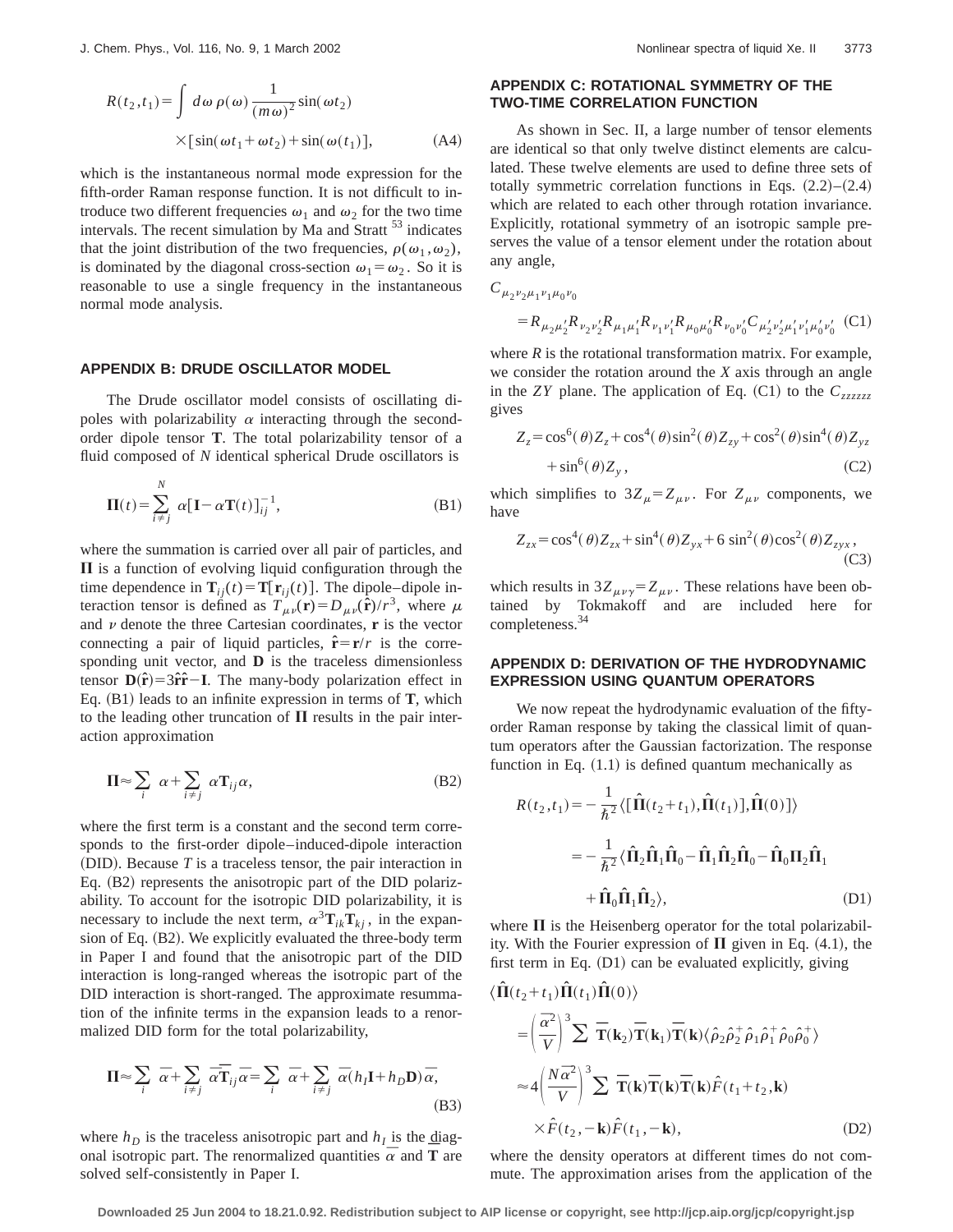$$R(t_2,t_1)=\int d\omega\, \rho(\omega)\frac{1}{(m\omega)^2}\sin(\omega t_2)\times[\sin(\omega t_1+\omega t_2)+\sin(\omega(t_1))], \tag{A4}$$

which is the instantaneous normal mode expression for the fifth-order Raman response function. It is not difficult to introduce two different frequencies $\omega_1$ and $\omega_2$ for the two time intervals. The recent simulation by Ma and Stratt [53] indicates that the joint distribution of the two frequencies, $\rho(\omega_1,\omega_2)$, is dominated by the diagonal cross-section $\omega_1=\omega_2$. So it is reasonable to use a single frequency in the instantaneous normal mode analysis.

## APPENDIX B: DRUDE OSCILLATOR MODEL

The Drude oscillator model consists of oscillating dipoles with polarizability $\alpha$ interacting through the second-order dipole tensor $\mathbf{T}$. The total polarizability tensor of a fluid composed of $N$ identical spherical Drude oscillators is

$$\mathbf{\Pi}(t)=\sum_{i\neq j}^{N}\alpha[\mathbf{I}-\alpha\mathbf{T}(t)]_{ij}^{-1}, \tag{B1}$$

where the summation is carried over all pair of particles, and $\mathbf{\Pi}$ is a function of evolving liquid configuration through the time dependence in $\mathbf{T}_{ij}(t)=\mathbf{T}[\mathbf{r}_{ij}(t)]$. The dipole–dipole interaction tensor is defined as $T_{\mu\nu}(\mathbf{r})=D_{\mu\nu}(\hat{\mathbf{r}})/r^3$, where $\mu$ and $\nu$ denote the three Cartesian coordinates, $\mathbf{r}$ is the vector connecting a pair of liquid particles, $\hat{\mathbf{r}}=\mathbf{r}/r$ is the corresponding unit vector, and $\mathbf{D}$ is the traceless dimensionless tensor $\mathbf{D}(\hat{\mathbf{r}})=3\hat{\mathbf{r}}\hat{\mathbf{r}}-\mathbf{I}$. The many-body polarization effect in Eq. (B1) leads to an infinite expression in terms of $\mathbf{T}$, which to the leading other truncation of $\mathbf{\Pi}$ results in the pair interaction approximation

$$\mathbf{\Pi}\approx\sum_i \alpha+\sum_{i\neq j}\alpha\mathbf{T}_{ij}\alpha, \tag{B2}$$

where the first term is a constant and the second term corresponds to the first-order dipole–induced-dipole interaction (DID). Because $T$ is a traceless tensor, the pair interaction in Eq. (B2) represents the anisotropic part of the DID polarizability. To account for the isotropic DID polarizability, it is necessary to include the next term, $\alpha^3\mathbf{T}_{ik}\mathbf{T}_{kj}$, in the expansion of Eq. (B2). We explicitly evaluated the three-body term in Paper I and found that the anisotropic part of the DID interaction is long-ranged whereas the isotropic part of the DID interaction is short-ranged. The approximate resummation of the infinite terms in the expansion leads to a renormalized DID form for the total polarizability,

$$\mathbf{\Pi}\approx\sum_i \bar{\alpha}+\sum_{i\neq j}\bar{\alpha}\bar{\mathbf{T}}_{ij}\bar{\alpha}=\sum_i \bar{\alpha}+\sum_{i\neq j}\bar{\alpha}(h_I\mathbf{I}+h_D\mathbf{D})\bar{\alpha}, \tag{B3}$$

where $h_D$ is the traceless anisotropic part and $h_I$ is the diagonal isotropic part. The renormalized quantities $\bar{\alpha}$ and $\bar{\mathbf{T}}$ are solved self-consistently in Paper I.

## APPENDIX C: ROTATIONAL SYMMETRY OF THE TWO-TIME CORRELATION FUNCTION

As shown in Sec. II, a large number of tensor elements are identical so that only twelve distinct elements are calculated. These twelve elements are used to define three sets of totally symmetric correlation functions in Eqs. (2.2)–(2.4) which are related to each other through rotation invariance. Explicitly, rotational symmetry of an isotropic sample preserves the value of a tensor element under the rotation about any angle,

$$C_{\mu_2\nu_2\mu_1\nu_1\mu_0\nu_0}=R_{\mu_2\mu_2'}R_{\nu_2\nu_2'}R_{\mu_1\mu_1'}R_{\nu_1\nu_1'}R_{\mu_0\mu_0'}R_{\nu_0\nu_0'}C_{\mu_2'\nu_2'\mu_1'\nu_1'\mu_0'\nu_0'} \tag{C1}$$

where $R$ is the rotational transformation matrix. For example, we consider the rotation around the $X$ axis through an angle in the $ZY$ plane. The application of Eq. (C1) to the $C_{zzzzzz}$ gives

$$Z_z=\cos^6(\theta)Z_z+\cos^4(\theta)\sin^2(\theta)Z_{zy}+\cos^2(\theta)\sin^4(\theta)Z_{yz}+\sin^6(\theta)Z_y, \tag{C2}$$

which simplifies to $3Z_\mu=Z_{\mu\nu}$. For $Z_{\mu\nu}$ components, we have

$$Z_{zx}=\cos^4(\theta)Z_{zx}+\sin^4(\theta)Z_{yx}+6\sin^2(\theta)\cos^2(\theta)Z_{zyx}, \tag{C3}$$

which results in $3Z_{\mu\nu\gamma}=Z_{\mu\nu}$. These relations have been obtained by Tokmakoff and are included here for completeness.[34]

## APPENDIX D: DERIVATION OF THE HYDRODYNAMIC EXPRESSION USING QUANTUM OPERATORS

We now repeat the hydrodynamic evaluation of the fifty-order Raman response by taking the classical limit of quantum operators after the Gaussian factorization. The response function in Eq. (1.1) is defined quantum mechanically as

$$\begin{aligned}R(t_2,t_1)&=-\frac{1}{\hbar^2}\langle[[\hat{\mathbf{\Pi}}(t_2+t_1),\hat{\mathbf{\Pi}}(t_1)],\hat{\mathbf{\Pi}}(0)]\rangle\\&=-\frac{1}{\hbar^2}\langle\hat{\mathbf{\Pi}}_2\hat{\mathbf{\Pi}}_1\hat{\mathbf{\Pi}}_0-\hat{\mathbf{\Pi}}_1\hat{\mathbf{\Pi}}_2\hat{\mathbf{\Pi}}_0-\hat{\mathbf{\Pi}}_0\mathbf{\Pi}_2\hat{\mathbf{\Pi}}_1\\&\quad+\hat{\mathbf{\Pi}}_0\hat{\mathbf{\Pi}}_1\hat{\mathbf{\Pi}}_2\rangle,\end{aligned} \tag{D1}$$

where $\mathbf{\Pi}$ is the Heisenberg operator for the total polarizability. With the Fourier expression of $\mathbf{\Pi}$ given in Eq. (4.1), the first term in Eq. (D1) can be evaluated explicitly, giving

$$\begin{aligned}\langle\hat{\mathbf{\Pi}}(t_2+t_1)\hat{\mathbf{\Pi}}(t_1)\hat{\mathbf{\Pi}}(0)\rangle&=\left(\frac{\bar{\alpha}^2}{V}\right)^3\sum\bar{\mathbf{T}}(\mathbf{k}_2)\bar{\mathbf{T}}(\mathbf{k}_1)\bar{\mathbf{T}}(\mathbf{k})\langle\hat{\rho}_2\hat{\rho}_2^+\hat{\rho}_1\hat{\rho}_1^+\hat{\rho}_0\hat{\rho}_0^+\rangle\\&\approx4\left(\frac{N\bar{\alpha}^2}{V}\right)^3\sum\bar{\mathbf{T}}(\mathbf{k})\bar{\mathbf{T}}(\mathbf{k})\bar{\mathbf{T}}(\mathbf{k})\hat{F}(t_1+t_2,\mathbf{k})\\&\quad\times\hat{F}(t_2,-\mathbf{k})\hat{F}(t_1,-\mathbf{k}),\end{aligned} \tag{D2}$$

where the density operators at different times do not commute. The approximation arises from the application of the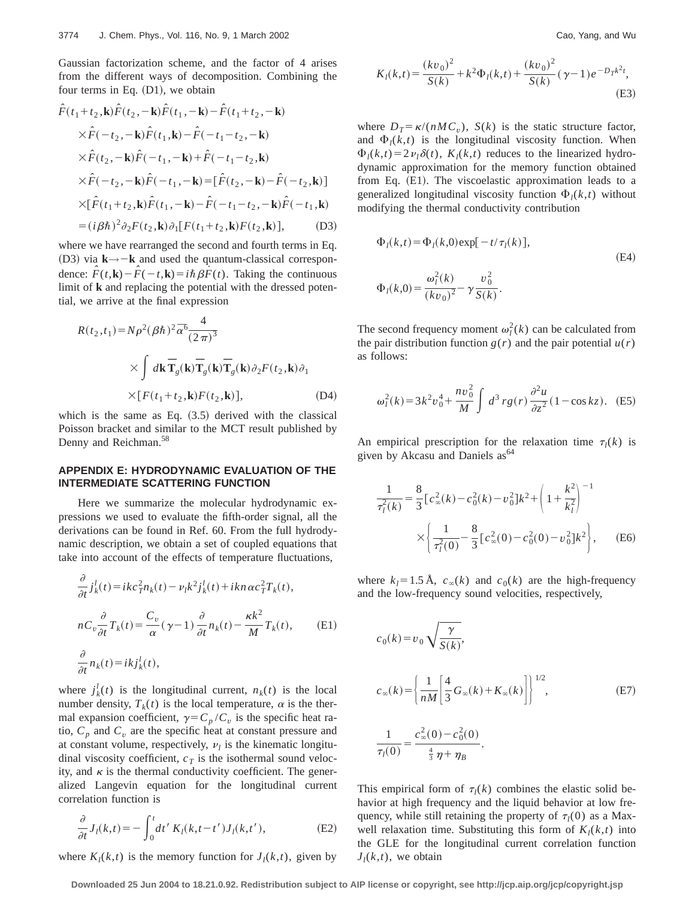Gaussian factorization scheme, and the factor of 4 arises from the different ways of decomposition. Combining the four terms in Eq. (D1), we obtain

$$
\begin{aligned}
&\hat{F}(t_1+t_2,\mathbf{k})\hat{F}(t_2,-\mathbf{k})\hat{F}(t_1,-\mathbf{k})-\hat{F}(t_1+t_2,-\mathbf{k})\\
&\quad\times\hat{F}(-t_2,-\mathbf{k})\hat{F}(t_1,\mathbf{k})-\hat{F}(-t_1-t_2,-\mathbf{k})\\
&\quad\times\hat{F}(t_2,-\mathbf{k})\hat{F}(-t_1,-\mathbf{k})+\hat{F}(-t_1-t_2,\mathbf{k})\\
&\quad\times\hat{F}(-t_2,-\mathbf{k})\hat{F}(-t_1,-\mathbf{k})=[\hat{F}(t_2,-\mathbf{k})-\hat{F}(-t_2,\mathbf{k})]\\
&\quad\times[\hat{F}(t_1+t_2,\mathbf{k})\hat{F}(t_1,-\mathbf{k})-\hat{F}(-t_1-t_2,-\mathbf{k})\hat{F}(-t_1,\mathbf{k})\\
&=(i\beta\hbar)^2\partial_2F(t_2,\mathbf{k})\partial_1[F(t_1+t_2,\mathbf{k})F(t_2,\mathbf{k})],
\end{aligned}
\tag{D3}
$$

where we have rearranged the second and fourth terms in Eq. (D3) via $\mathbf{k}\rightarrow-\mathbf{k}$ and used the quantum-classical correspondence: $\hat{F}(t,\mathbf{k})-\hat{F}(-t,\mathbf{k})=i\hbar\beta\dot{F}(t)$. Taking the continuous limit of $\mathbf{k}$ and replacing the potential with the dressed potential, we arrive at the final expression

$$
\begin{aligned}
R(t_2,t_1)=&N\rho^2(\beta\hbar)^2\bar{\alpha}^6\frac{4}{(2\pi)^3}\\
&\times\int d\mathbf{k}\,\overline{T}_g(\mathbf{k})\overline{T}_g(\mathbf{k})\overline{T}_g(\mathbf{k})\partial_2F(t_2,\mathbf{k})\partial_1\\
&\times[F(t_1+t_2,\mathbf{k})F(t_2,\mathbf{k})],
\end{aligned}
\tag{D4}
$$

which is the same as Eq. (3.5) derived with the classical Poisson bracket and similar to the MCT result published by Denny and Reichman.[58]

## APPENDIX E: HYDRODYNAMIC EVALUATION OF THE INTERMEDIATE SCATTERING FUNCTION

Here we summarize the molecular hydrodynamic expressions we used to evaluate the fifth-order signal, all the derivations can be found in Ref. 60. From the full hydrodynamic description, we obtain a set of coupled equations that take into account of the effects of temperature fluctuations,

$$
\begin{aligned}
&\frac{\partial}{\partial t}j_k^l(t)=ikc_T^2n_k(t)-\nu_lk^2j_k^l(t)+ikn\alpha c_T^2T_k(t),\\
&nC_v\frac{\partial}{\partial t}T_k(t)=\frac{C_v}{\alpha}(\gamma-1)\frac{\partial}{\partial t}n_k(t)-\frac{\kappa k^2}{M}T_k(t),\\
&\frac{\partial}{\partial t}n_k(t)=ikj_k^l(t),
\end{aligned}
\tag{E1}
$$

where $j_k^l(t)$ is the longitudinal current, $n_k(t)$ is the local number density, $T_k(t)$ is the local temperature, $\alpha$ is the thermal expansion coefficient, $\gamma=C_p/C_v$ is the specific heat ratio, $C_p$ and $C_v$ are the specific heat at constant pressure and at constant volume, respectively, $\nu_l$ is the kinematic longitudinal viscosity coefficient, $c_T$ is the isothermal sound velocity, and $\kappa$ is the thermal conductivity coefficient. The generalized Langevin equation for the longitudinal current correlation function is

$$
\frac{\partial}{\partial t}J_l(k,t)=-\int_0^t dt'\,K_l(k,t-t')J_l(k,t'),
\tag{E2}
$$

where $K_l(k,t)$ is the memory function for $J_l(k,t)$, given by

$$
K_l(k,t)=\frac{(kv_0)^2}{S(k)}+k^2\Phi_l(k,t)+\frac{(kv_0)^2}{S(k)}(\gamma-1)e^{-D_Tk^2t},
\tag{E3}
$$

where $D_T=\kappa/(nMC_v)$, $S(k)$ is the static structure factor, and $\Phi_l(k,t)$ is the longitudinal viscosity function. When $\Phi_l(k,t)=2\nu_l\delta(t)$, $K_l(k,t)$ reduces to the linearized hydrodynamic approximation for the memory function obtained from Eq. (E1). The viscoelastic approximation leads to a generalized longitudinal viscosity function $\Phi_l(k,t)$ without modifying the thermal conductivity contribution

$$
\begin{aligned}
&\Phi_l(k,t)=\Phi_l(k,0)\exp[-t/\tau_l(k)],\\
&\Phi_l(k,0)=\frac{\omega_l^2(k)}{(kv_0)^2}-\gamma\frac{v_0^2}{S(k)}.
\end{aligned}
\tag{E4}
$$

The second frequency moment $\omega_l^2(k)$ can be calculated from the pair distribution function $g(r)$ and the pair potential $u(r)$ as follows:

$$
\omega_l^2(k)=3k^2v_0^4+\frac{nv_0^2}{M}\int d^3r\,g(r)\frac{\partial^2u}{\partial z^2}(1-\cos kz).
\tag{E5}
$$

An empirical prescription for the relaxation time $\tau_l(k)$ is given by Akcasu and Daniels as[64]

$$
\begin{aligned}
\frac{1}{\tau_l^2(k)}=&\frac{8}{3}[c_\infty^2(k)-c_0^2(k)-v_0^2]k^2+\left(1+\frac{k^2}{k_l^2}\right)^{-1}\\
&\times\left\{\frac{1}{\tau_l^2(0)}-\frac{8}{3}[c_\infty^2(0)-c_0^2(0)-v_0^2]k^2\right\},
\end{aligned}
\tag{E6}
$$

where $k_l=1.5$ Å, $c_\infty(k)$ and $c_0(k)$ are the high-frequency and the low-frequency sound velocities, respectively,

$$
\begin{aligned}
&c_0(k)=v_0\sqrt{\frac{\gamma}{S(k)}},\\
&c_\infty(k)=\left\{\frac{1}{nM}\left[\frac{4}{3}G_\infty(k)+K_\infty(k)\right]\right\}^{1/2},\\
&\frac{1}{\tau_l(0)}=\frac{c_\infty^2(0)-c_0^2(0)}{\frac{4}{3}\eta+\eta_B}.
\end{aligned}
\tag{E7}
$$

This empirical form of $\tau_l(k)$ combines the elastic solid behavior at high frequency and the liquid behavior at low frequency, while still retaining the property of $\tau_l(0)$ as a Maxwell relaxation time. Substituting this form of $K_l(k,t)$ into the GLE for the longitudinal current correlation function $J_l(k,t)$, we obtain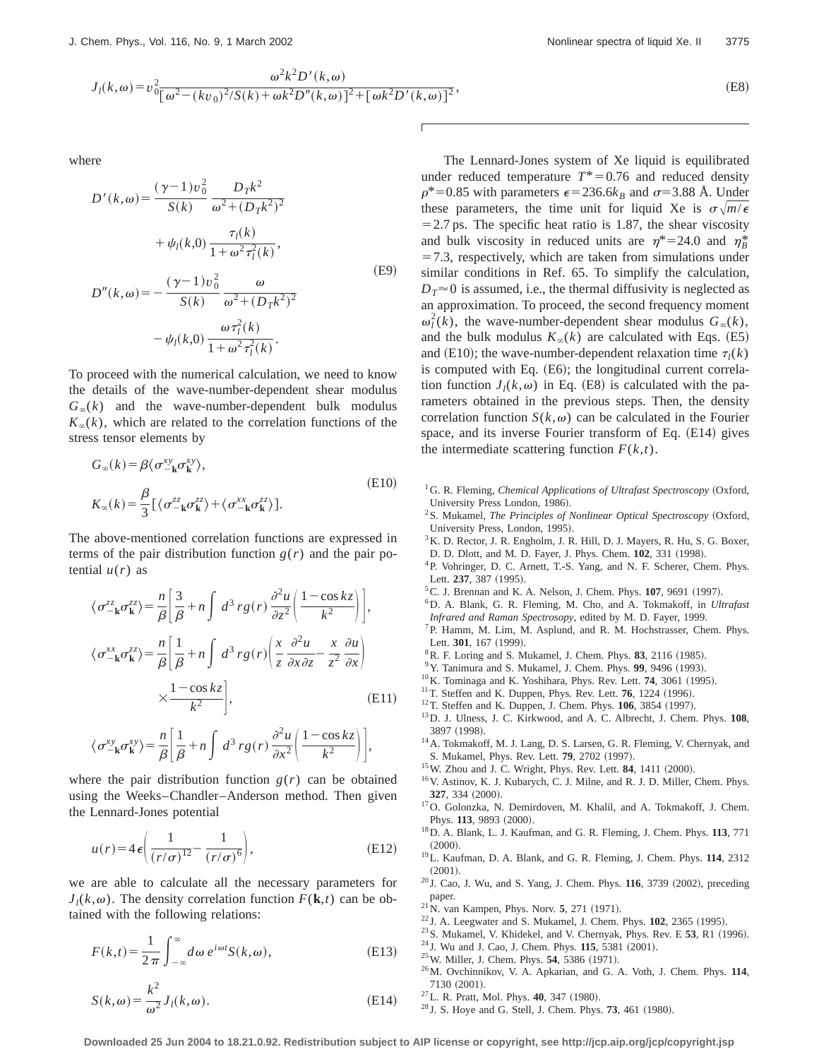$$J_l(k,\omega)=v_0^2\frac{\omega^2k^2D'(k,\omega)}{[\omega^2-(kv_0)^2/S(k)+\omega k^2D''(k,\omega)]^2+[\omega k^2D'(k,\omega)]^2}, \tag{E8}$$

where

$$D'(k,\omega)=\frac{(\gamma-1)v_0^2}{S(k)}\frac{D_Tk^2}{\omega^2+(D_Tk^2)^2}+\psi_l(k,0)\frac{\tau_l(k)}{1+\omega^2\tau_l^2(k)},$$
$$D''(k,\omega)=-\frac{(\gamma-1)v_0^2}{S(k)}\frac{\omega}{\omega^2+(D_Tk^2)^2}-\psi_l(k,0)\frac{\omega\tau_l^2(k)}{1+\omega^2\tau_l^2(k)}. \tag{E9}$$

To proceed with the numerical calculation, we need to know the details of the wave-number-dependent shear modulus $G_\infty(k)$ and the wave-number-dependent bulk modulus $K_\infty(k)$, which are related to the correlation functions of the stress tensor elements by

$$G_\infty(k)=\beta\langle\sigma_{-\mathbf{k}}^{xy}\sigma_{\mathbf{k}}^{xy}\rangle,$$
$$K_\infty(k)=\frac{\beta}{3}[\langle\sigma_{-\mathbf{k}}^{zz}\sigma_{\mathbf{k}}^{zz}\rangle+\langle\sigma_{-\mathbf{k}}^{xx}\sigma_{\mathbf{k}}^{zz}\rangle]. \tag{E10}$$

The above-mentioned correlation functions are expressed in terms of the pair distribution function $g(r)$ and the pair potential $u(r)$ as

$$\langle\sigma_{-\mathbf{k}}^{zz}\sigma_{\mathbf{k}}^{zz}\rangle=\frac{n}{\beta}\left[\frac{3}{\beta}+n\int d^3r\,g(r)\frac{\partial^2u}{\partial z^2}\left(\frac{1-\cos kz}{k^2}\right)\right],$$
$$\langle\sigma_{-\mathbf{k}}^{xx}\sigma_{\mathbf{k}}^{zz}\rangle=\frac{n}{\beta}\left[\frac{1}{\beta}+n\int d^3r\,g(r)\left(\frac{x}{z}\frac{\partial^2u}{\partial x\partial z}-\frac{x}{z^2}\frac{\partial u}{\partial x}\right)\times\frac{1-\cos kz}{k^2}\right], \tag{E11}$$
$$\langle\sigma_{-\mathbf{k}}^{xy}\sigma_{\mathbf{k}}^{xy}\rangle=\frac{n}{\beta}\left[\frac{1}{\beta}+n\int d^3r\,g(r)\frac{\partial^2u}{\partial x^2}\left(\frac{1-\cos kz}{k^2}\right)\right],$$

where the pair distribution function $g(r)$ can be obtained using the Weeks–Chandler–Anderson method. Then given the Lennard-Jones potential

$$u(r)=4\epsilon\left(\frac{1}{(r/\sigma)^{12}}-\frac{1}{(r/\sigma)^6}\right), \tag{E12}$$

we are able to calculate all the necessary parameters for $J_l(k,\omega)$. The density correlation function $F(\mathbf{k},t)$ can be obtained with the following relations:

$$F(k,t)=\frac{1}{2\pi}\int_{-\infty}^{\infty}d\omega\,e^{i\omega t}S(k,\omega), \tag{E13}$$

$$S(k,\omega)=\frac{k^2}{\omega^2}J_l(k,\omega). \tag{E14}$$

The Lennard-Jones system of Xe liquid is equilibrated under reduced temperature $T^*=0.76$ and reduced density $\rho^*=0.85$ with parameters $\epsilon=236.6k_B$ and $\sigma=3.88$ Å. Under these parameters, the time unit for liquid Xe is $\sigma\sqrt{m/\epsilon}=2.7$ ps. The specific heat ratio is 1.87, the shear viscosity and bulk viscosity in reduced units are $\eta^*=24.0$ and $\eta_B^*=7.3$, respectively, which are taken from simulations under similar conditions in Ref. 65. To simplify the calculation, $D_T\approx 0$ is assumed, i.e., the thermal diffusivity is neglected as an approximation. To proceed, the second frequency moment $\omega_l^2(k)$, the wave-number-dependent shear modulus $G_\infty(k)$, and the bulk modulus $K_\infty(k)$ are calculated with Eqs. (E5) and (E10); the wave-number-dependent relaxation time $\tau_l(k)$ is computed with Eq. (E6); the longitudinal current correlation function $J_l(k,\omega)$ in Eq. (E8) is calculated with the parameters obtained in the previous steps. Then, the density correlation function $S(k,\omega)$ can be calculated in the Fourier space, and its inverse Fourier transform of Eq. (E14) gives the intermediate scattering function $F(k,t)$.

[1] G. R. Fleming, *Chemical Applications of Ultrafast Spectroscopy* (Oxford, University Press London, 1986).
[2] S. Mukamel, *The Principles of Nonlinear Optical Spectroscopy* (Oxford, University Press, London, 1995).
[3] K. D. Rector, J. R. Engholm, J. R. Hill, D. J. Mayers, R. Hu, S. G. Boxer, D. D. Dlott, and M. D. Fayer, J. Phys. Chem. **102**, 331 (1998).
[4] P. Vohringer, D. C. Arnett, T.-S. Yang, and N. F. Scherer, Chem. Phys. Lett. **237**, 387 (1995).
[5] C. J. Brennan and K. A. Nelson, J. Chem. Phys. **107**, 9691 (1997).
[6] D. A. Blank, G. R. Fleming, M. Cho, and A. Tokmakoff, in *Ultrafast Infrared and Raman Spectroscopy*, edited by M. D. Fayer, 1999.
[7] P. Hamm, M. Lim, M. Asplund, and R. M. Hochstrasser, Chem. Phys. Lett. **301**, 167 (1999).
[8] R. F. Loring and S. Mukamel, J. Chem. Phys. **83**, 2116 (1985).
[9] Y. Tanimura and S. Mukamel, J. Chem. Phys. **99**, 9496 (1993).
[10] K. Tominaga and K. Yoshihara, Phys. Rev. Lett. **74**, 3061 (1995).
[11] T. Steffen and K. Duppen, Phys. Rev. Lett. **76**, 1224 (1996).
[12] T. Steffen and K. Duppen, J. Chem. Phys. **106**, 3854 (1997).
[13] D. J. Ulness, J. C. Kirkwood, and A. C. Albrecht, J. Chem. Phys. **108**, 3897 (1998).
[14] A. Tokmakoff, M. J. Lang, D. S. Larsen, G. R. Fleming, V. Chernyak, and S. Mukamel, Phys. Rev. Lett. **79**, 2702 (1997).
[15] W. Zhou and J. C. Wright, Phys. Rev. Lett. **84**, 1411 (2000).
[16] V. Astinov, K. J. Kubarych, C. J. Milne, and R. J. D. Miller, Chem. Phys. **327**, 334 (2000).
[17] O. Golonzka, N. Demirdoven, M. Khalil, and A. Tokmakoff, J. Chem. Phys. **113**, 9893 (2000).
[18] D. A. Blank, L. J. Kaufman, and G. R. Fleming, J. Chem. Phys. **113**, 771 (2000).
[19] L. Kaufman, D. A. Blank, and G. R. Fleming, J. Chem. Phys. **114**, 2312 (2001).
[20] J. Cao, J. Wu, and S. Yang, J. Chem. Phys. **116**, 3739 (2002), preceding paper.
[21] N. van Kampen, Phys. Norv. **5**, 271 (1971).
[22] J. A. Leegwater and S. Mukamel, J. Chem. Phys. **102**, 2365 (1995).
[23] S. Mukamel, V. Khidekel, and V. Chernyak, Phys. Rev. E **53**, R1 (1996).
[24] J. Wu and J. Cao, J. Chem. Phys. **115**, 5381 (2001).
[25] W. Miller, J. Chem. Phys. **54**, 5386 (1971).
[26] M. Ovchinnikov, V. A. Apkarian, and G. A. Voth, J. Chem. Phys. **114**, 7130 (2001).
[27] L. R. Pratt, Mol. Phys. **40**, 347 (1980).
[28] J. S. Hoye and G. Stell, J. Chem. Phys. **73**, 461 (1980).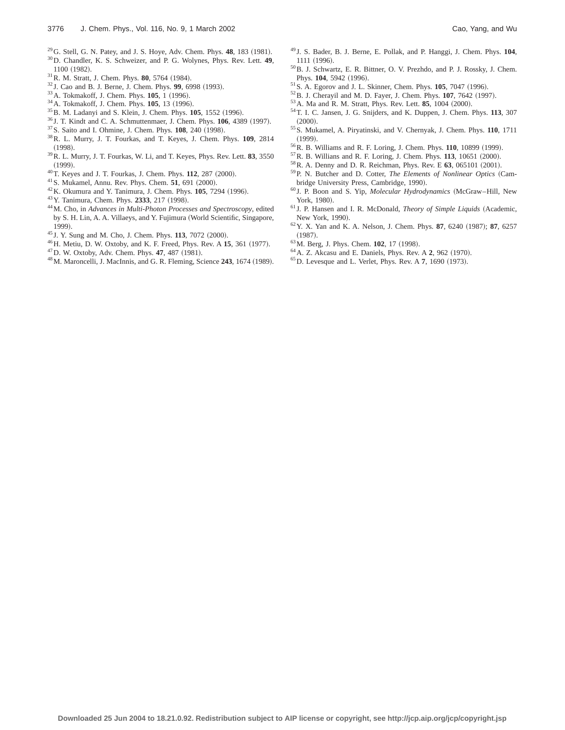[29] G. Stell, G. N. Patey, and J. S. Hoye, Adv. Chem. Phys. **48**, 183 (1981).

[30] D. Chandler, K. S. Schweizer, and P. G. Wolynes, Phys. Rev. Lett. **49**, 1100 (1982).

[31] R. M. Stratt, J. Chem. Phys. **80**, 5764 (1984).

[32] J. Cao and B. J. Berne, J. Chem. Phys. **99**, 6998 (1993).

[33] A. Tokmakoff, J. Chem. Phys. **105**, 1 (1996).

[34] A. Tokmakoff, J. Chem. Phys. **105**, 13 (1996).

[35] B. M. Ladanyi and S. Klein, J. Chem. Phys. **105**, 1552 (1996).

[36] J. T. Kindt and C. A. Schmuttenmaer, J. Chem. Phys. **106**, 4389 (1997).

[37] S. Saito and I. Ohmine, J. Chem. Phys. **108**, 240 (1998).

[38] R. L. Murry, J. T. Fourkas, and T. Keyes, J. Chem. Phys. **109**, 2814 (1998).

[39] R. L. Murry, J. T. Fourkas, W. Li, and T. Keyes, Phys. Rev. Lett. **83**, 3550 (1999).

[40] T. Keyes and J. T. Fourkas, J. Chem. Phys. **112**, 287 (2000).

[41] S. Mukamel, Annu. Rev. Phys. Chem. **51**, 691 (2000).

[42] K. Okumura and Y. Tanimura, J. Chem. Phys. **105**, 7294 (1996).

[43] Y. Tanimura, Chem. Phys. **2333**, 217 (1998).

[44] M. Cho, in *Advances in Multi-Photon Processes and Spectroscopy*, edited by S. H. Lin, A. A. Villaeys, and Y. Fujimura (World Scientific, Singapore, 1999).

[45] J. Y. Sung and M. Cho, J. Chem. Phys. **113**, 7072 (2000).

[46] H. Metiu, D. W. Oxtoby, and K. F. Freed, Phys. Rev. A **15**, 361 (1977).

[47] D. W. Oxtoby, Adv. Chem. Phys. **47**, 487 (1981).

[48] M. Maroncelli, J. MacInnis, and G. R. Fleming, Science **243**, 1674 (1989).

[49] J. S. Bader, B. J. Berne, E. Pollak, and P. Hanggi, J. Chem. Phys. **104**, 1111 (1996).

[50] B. J. Schwartz, E. R. Bittner, O. V. Prezhdo, and P. J. Rossky, J. Chem. Phys. **104**, 5942 (1996).

[51] S. A. Egorov and J. L. Skinner, Chem. Phys. **105**, 7047 (1996).

[52] B. J. Cherayil and M. D. Fayer, J. Chem. Phys. **107**, 7642 (1997).

[53] A. Ma and R. M. Stratt, Phys. Rev. Lett. **85**, 1004 (2000).

[54] T. I. C. Jansen, J. G. Snijders, and K. Duppen, J. Chem. Phys. **113**, 307 (2000).

[55] S. Mukamel, A. Piryatinski, and V. Chernyak, J. Chem. Phys. **110**, 1711 (1999).

[56] R. B. Williams and R. F. Loring, J. Chem. Phys. **110**, 10899 (1999).

[57] R. B. Willians and R. F. Loring, J. Chem. Phys. **113**, 10651 (2000).

[58] R. A. Denny and D. R. Reichman, Phys. Rev. E **63**, 065101 (2001).

[59] P. N. Butcher and D. Cotter, *The Elements of Nonlinear Optics* (Cambridge University Press, Cambridge, 1990).

[60] J. P. Boon and S. Yip, *Molecular Hydrodynamics* (McGraw–Hill, New York, 1980).

[61] J. P. Hansen and I. R. McDonald, *Theory of Simple Liquids* (Academic, New York, 1990).

[62] Y. X. Yan and K. A. Nelson, J. Chem. Phys. **87**, 6240 (1987); **87**, 6257 (1987).

[63] M. Berg, J. Phys. Chem. **102**, 17 (1998).

[64] A. Z. Akcasu and E. Daniels, Phys. Rev. A **2**, 962 (1970).

[65] D. Levesque and L. Verlet, Phys. Rev. A **7**, 1690 (1973).